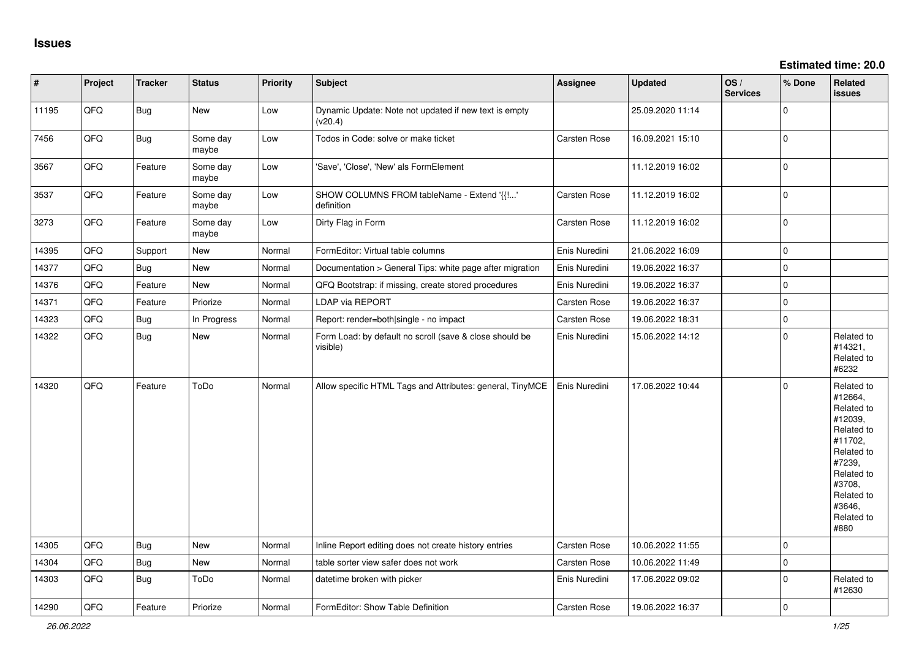# Issues

**Estimated time: 20.0**

| # | Project | Tracker | Status | Priority | Subject | Assignee | Updated | OS / Services | % Done | Related issues |
|---|---|---|---|---|---|---|---|---|---|---|
| 11195 | QFQ | Bug | New | Low | Dynamic Update: Note not updated if new text is empty (v20.4) | | 25.09.2020 11:14 | | 0 | |
| 7456 | QFQ | Bug | Some day maybe | Low | Todos in Code: solve or make ticket | Carsten Rose | 16.09.2021 15:10 | | 0 | |
| 3567 | QFQ | Feature | Some day maybe | Low | 'Save', 'Close', 'New' als FormElement | | 11.12.2019 16:02 | | 0 | |
| 3537 | QFQ | Feature | Some day maybe | Low | SHOW COLUMNS FROM tableName - Extend '{{!...' definition | Carsten Rose | 11.12.2019 16:02 | | 0 | |
| 3273 | QFQ | Feature | Some day maybe | Low | Dirty Flag in Form | Carsten Rose | 11.12.2019 16:02 | | 0 | |
| 14395 | QFQ | Support | New | Normal | FormEditor: Virtual table columns | Enis Nuredini | 21.06.2022 16:09 | | 0 | |
| 14377 | QFQ | Bug | New | Normal | Documentation > General Tips: white page after migration | Enis Nuredini | 19.06.2022 16:37 | | 0 | |
| 14376 | QFQ | Feature | New | Normal | QFQ Bootstrap: if missing, create stored procedures | Enis Nuredini | 19.06.2022 16:37 | | 0 | |
| 14371 | QFQ | Feature | Priorize | Normal | LDAP via REPORT | Carsten Rose | 19.06.2022 16:37 | | 0 | |
| 14323 | QFQ | Bug | In Progress | Normal | Report: render=both\|single - no impact | Carsten Rose | 19.06.2022 18:31 | | 0 | |
| 14322 | QFQ | Bug | New | Normal | Form Load: by default no scroll (save & close should be visible) | Enis Nuredini | 15.06.2022 14:12 | | 0 | Related to #14321, Related to #6232 |
| 14320 | QFQ | Feature | ToDo | Normal | Allow specific HTML Tags and Attributes: general, TinyMCE | Enis Nuredini | 17.06.2022 10:44 | | 0 | Related to #12664, Related to #12039, Related to #11702, Related to #7239, Related to #3708, Related to #3646, Related to #880 |
| 14305 | QFQ | Bug | New | Normal | Inline Report editing does not create history entries | Carsten Rose | 10.06.2022 11:55 | | 0 | |
| 14304 | QFQ | Bug | New | Normal | table sorter view safer does not work | Carsten Rose | 10.06.2022 11:49 | | 0 | |
| 14303 | QFQ | Bug | ToDo | Normal | datetime broken with picker | Enis Nuredini | 17.06.2022 09:02 | | 0 | Related to #12630 |
| 14290 | QFQ | Feature | Priorize | Normal | FormEditor: Show Table Definition | Carsten Rose | 19.06.2022 16:37 | | 0 | |

*26.06.2022*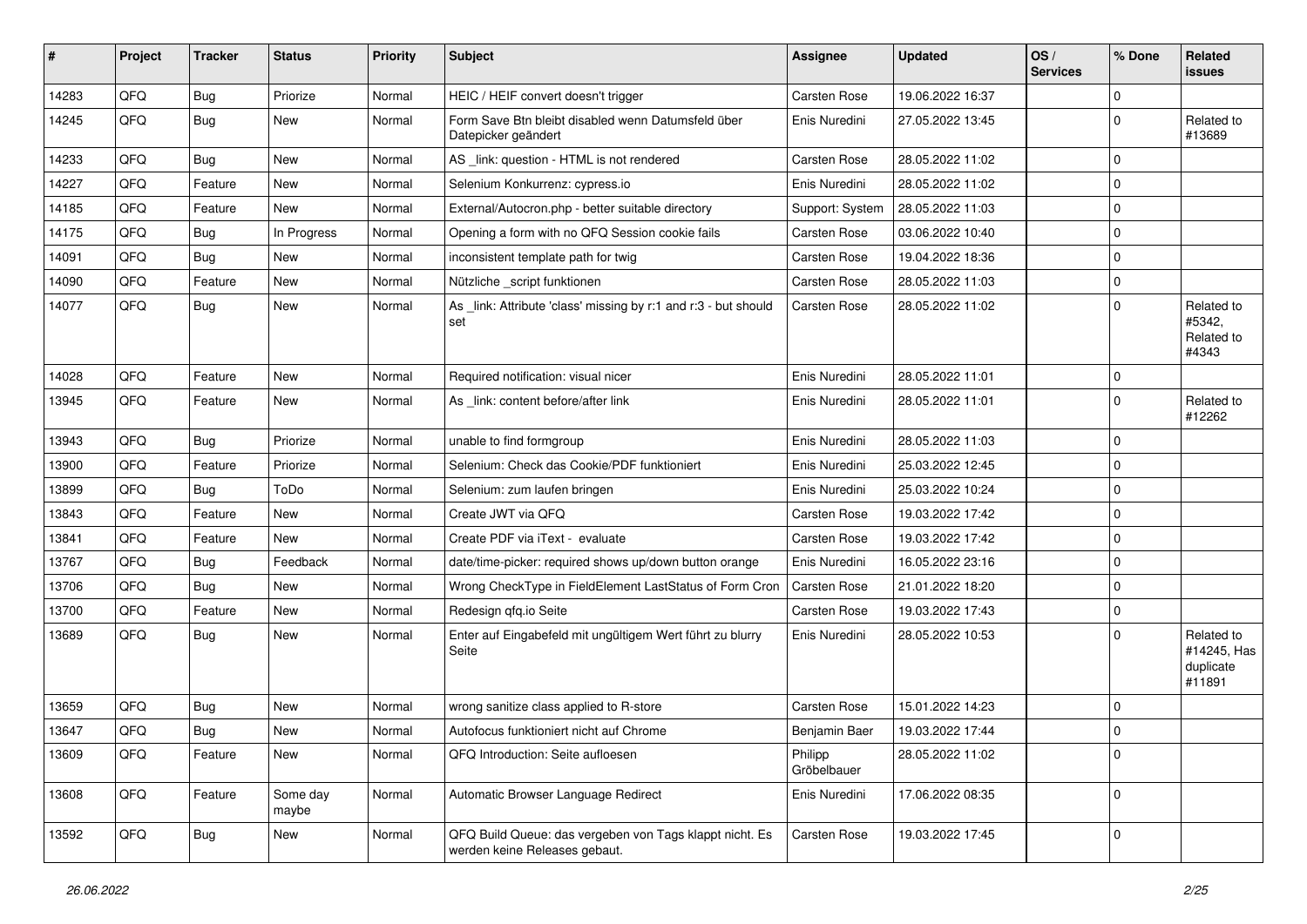| # | Project | Tracker | Status | Priority | Subject | Assignee | Updated | OS / Services | % Done | Related issues |
|---|---|---|---|---|---|---|---|---|---|---|
| 14283 | QFQ | Bug | Priorize | Normal | HEIC / HEIF convert doesn't trigger | Carsten Rose | 19.06.2022 16:37 | | 0 | |
| 14245 | QFQ | Bug | New | Normal | Form Save Btn bleibt disabled wenn Datumsfeld über Datepicker geändert | Enis Nuredini | 27.05.2022 13:45 | | 0 | Related to #13689 |
| 14233 | QFQ | Bug | New | Normal | AS _link: question - HTML is not rendered | Carsten Rose | 28.05.2022 11:02 | | 0 | |
| 14227 | QFQ | Feature | New | Normal | Selenium Konkurrenz: cypress.io | Enis Nuredini | 28.05.2022 11:02 | | 0 | |
| 14185 | QFQ | Feature | New | Normal | External/Autocron.php - better suitable directory | Support: System | 28.05.2022 11:03 | | 0 | |
| 14175 | QFQ | Bug | In Progress | Normal | Opening a form with no QFQ Session cookie fails | Carsten Rose | 03.06.2022 10:40 | | 0 | |
| 14091 | QFQ | Bug | New | Normal | inconsistent template path for twig | Carsten Rose | 19.04.2022 18:36 | | 0 | |
| 14090 | QFQ | Feature | New | Normal | Nützliche _script funktionen | Carsten Rose | 28.05.2022 11:03 | | 0 | |
| 14077 | QFQ | Bug | New | Normal | As _link: Attribute 'class' missing by r:1 and r:3 - but should set | Carsten Rose | 28.05.2022 11:02 | | 0 | Related to #5342, Related to #4343 |
| 14028 | QFQ | Feature | New | Normal | Required notification: visual nicer | Enis Nuredini | 28.05.2022 11:01 | | 0 | |
| 13945 | QFQ | Feature | New | Normal | As _link: content before/after link | Enis Nuredini | 28.05.2022 11:01 | | 0 | Related to #12262 |
| 13943 | QFQ | Bug | Priorize | Normal | unable to find formgroup | Enis Nuredini | 28.05.2022 11:03 | | 0 | |
| 13900 | QFQ | Feature | Priorize | Normal | Selenium: Check das Cookie/PDF funktioniert | Enis Nuredini | 25.03.2022 12:45 | | 0 | |
| 13899 | QFQ | Bug | ToDo | Normal | Selenium: zum laufen bringen | Enis Nuredini | 25.03.2022 10:24 | | 0 | |
| 13843 | QFQ | Feature | New | Normal | Create JWT via QFQ | Carsten Rose | 19.03.2022 17:42 | | 0 | |
| 13841 | QFQ | Feature | New | Normal | Create PDF via iText - evaluate | Carsten Rose | 19.03.2022 17:42 | | 0 | |
| 13767 | QFQ | Bug | Feedback | Normal | date/time-picker: required shows up/down button orange | Enis Nuredini | 16.05.2022 23:16 | | 0 | |
| 13706 | QFQ | Bug | New | Normal | Wrong CheckType in FieldElement LastStatus of Form Cron | Carsten Rose | 21.01.2022 18:20 | | 0 | |
| 13700 | QFQ | Feature | New | Normal | Redesign qfq.io Seite | Carsten Rose | 19.03.2022 17:43 | | 0 | |
| 13689 | QFQ | Bug | New | Normal | Enter auf Eingabefeld mit ungültigem Wert führt zu blurry Seite | Enis Nuredini | 28.05.2022 10:53 | | 0 | Related to #14245, Has duplicate #11891 |
| 13659 | QFQ | Bug | New | Normal | wrong sanitize class applied to R-store | Carsten Rose | 15.01.2022 14:23 | | 0 | |
| 13647 | QFQ | Bug | New | Normal | Autofocus funktioniert nicht auf Chrome | Benjamin Baer | 19.03.2022 17:44 | | 0 | |
| 13609 | QFQ | Feature | New | Normal | QFQ Introduction: Seite aufloesen | Philipp Gröbelbauer | 28.05.2022 11:02 | | 0 | |
| 13608 | QFQ | Feature | Some day maybe | Normal | Automatic Browser Language Redirect | Enis Nuredini | 17.06.2022 08:35 | | 0 | |
| 13592 | QFQ | Bug | New | Normal | QFQ Build Queue: das vergeben von Tags klappt nicht. Es werden keine Releases gebaut. | Carsten Rose | 19.03.2022 17:45 | | 0 | |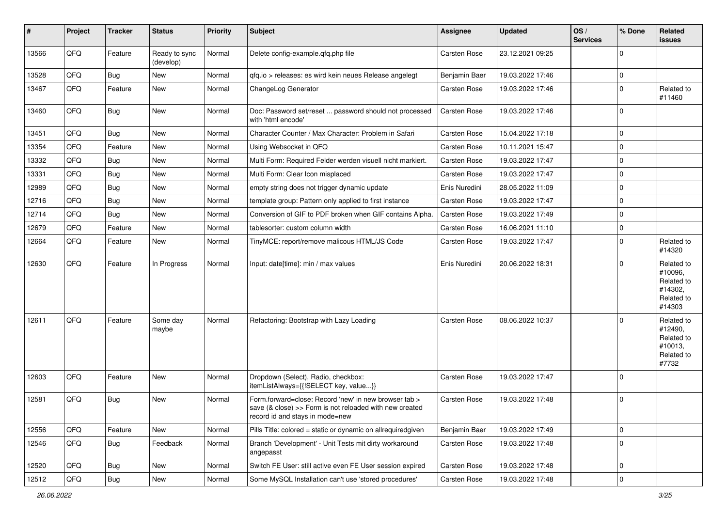| # | Project | Tracker | Status | Priority | Subject | Assignee | Updated | OS / Services | % Done | Related issues |
|---|---|---|---|---|---|---|---|---|---|---|
| 13566 | QFQ | Feature | Ready to sync (develop) | Normal | Delete config-example.qfq.php file | Carsten Rose | 23.12.2021 09:25 | | 0 | |
| 13528 | QFQ | Bug | New | Normal | qfq.io > releases: es wird kein neues Release angelegt | Benjamin Baer | 19.03.2022 17:46 | | 0 | |
| 13467 | QFQ | Feature | New | Normal | ChangeLog Generator | Carsten Rose | 19.03.2022 17:46 | | 0 | Related to #11460 |
| 13460 | QFQ | Bug | New | Normal | Doc: Password set/reset ... password should not processed with 'html encode' | Carsten Rose | 19.03.2022 17:46 | | 0 | |
| 13451 | QFQ | Bug | New | Normal | Character Counter / Max Character: Problem in Safari | Carsten Rose | 15.04.2022 17:18 | | 0 | |
| 13354 | QFQ | Feature | New | Normal | Using Websocket in QFQ | Carsten Rose | 10.11.2021 15:47 | | 0 | |
| 13332 | QFQ | Bug | New | Normal | Multi Form: Required Felder werden visuell nicht markiert. | Carsten Rose | 19.03.2022 17:47 | | 0 | |
| 13331 | QFQ | Bug | New | Normal | Multi Form: Clear Icon misplaced | Carsten Rose | 19.03.2022 17:47 | | 0 | |
| 12989 | QFQ | Bug | New | Normal | empty string does not trigger dynamic update | Enis Nuredini | 28.05.2022 11:09 | | 0 | |
| 12716 | QFQ | Bug | New | Normal | template group: Pattern only applied to first instance | Carsten Rose | 19.03.2022 17:47 | | 0 | |
| 12714 | QFQ | Bug | New | Normal | Conversion of GIF to PDF broken when GIF contains Alpha. | Carsten Rose | 19.03.2022 17:49 | | 0 | |
| 12679 | QFQ | Feature | New | Normal | tablesorter: custom column width | Carsten Rose | 16.06.2021 11:10 | | 0 | |
| 12664 | QFQ | Feature | New | Normal | TinyMCE: report/remove malicous HTML/JS Code | Carsten Rose | 19.03.2022 17:47 | | 0 | Related to #14320 |
| 12630 | QFQ | Feature | In Progress | Normal | Input: date[time]: min / max values | Enis Nuredini | 20.06.2022 18:31 | | 0 | Related to #10096, Related to #14302, Related to #14303 |
| 12611 | QFQ | Feature | Some day maybe | Normal | Refactoring: Bootstrap with Lazy Loading | Carsten Rose | 08.06.2022 10:37 | | 0 | Related to #12490, Related to #10013, Related to #7732 |
| 12603 | QFQ | Feature | New | Normal | Dropdown (Select), Radio, checkbox: itemListAlways={{!SELECT key, value...}} | Carsten Rose | 19.03.2022 17:47 | | 0 | |
| 12581 | QFQ | Bug | New | Normal | Form.forward=close: Record 'new' in new browser tab > save (& close) >> Form is not reloaded with new created record id and stays in mode=new | Carsten Rose | 19.03.2022 17:48 | | 0 | |
| 12556 | QFQ | Feature | New | Normal | Pills Title: colored = static or dynamic on allrequiredgiven | Benjamin Baer | 19.03.2022 17:49 | | 0 | |
| 12546 | QFQ | Bug | Feedback | Normal | Branch 'Development' - Unit Tests mit dirty workaround angepasst | Carsten Rose | 19.03.2022 17:48 | | 0 | |
| 12520 | QFQ | Bug | New | Normal | Switch FE User: still active even FE User session expired | Carsten Rose | 19.03.2022 17:48 | | 0 | |
| 12512 | QFQ | Bug | New | Normal | Some MySQL Installation can't use 'stored procedures' | Carsten Rose | 19.03.2022 17:48 | | 0 | |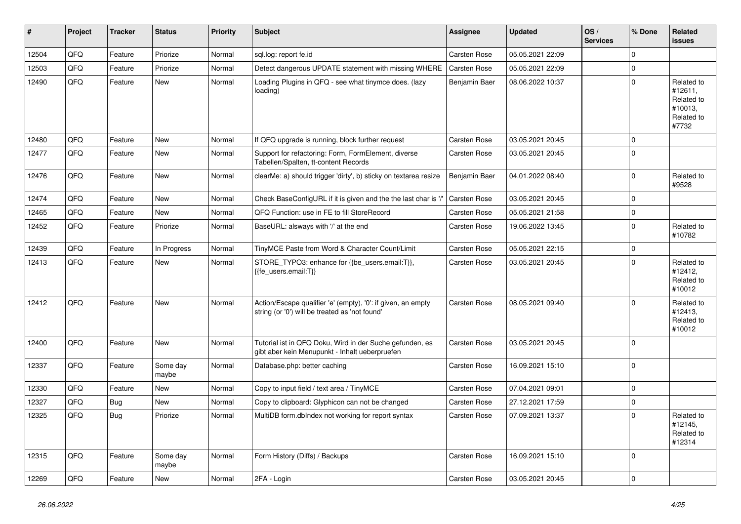| # | Project | Tracker | Status | Priority | Subject | Assignee | Updated | OS / Services | % Done | Related issues |
|---|---|---|---|---|---|---|---|---|---|---|
| 12504 | QFQ | Feature | Priorize | Normal | sql.log: report fe.id | Carsten Rose | 05.05.2021 22:09 | | 0 | |
| 12503 | QFQ | Feature | Priorize | Normal | Detect dangerous UPDATE statement with missing WHERE | Carsten Rose | 05.05.2021 22:09 | | 0 | |
| 12490 | QFQ | Feature | New | Normal | Loading Plugins in QFQ - see what tinymce does. (lazy loading) | Benjamin Baer | 08.06.2022 10:37 | | 0 | Related to #12611, Related to #10013, Related to #7732 |
| 12480 | QFQ | Feature | New | Normal | If QFQ upgrade is running, block further request | Carsten Rose | 03.05.2021 20:45 | | 0 | |
| 12477 | QFQ | Feature | New | Normal | Support for refactoring: Form, FormElement, diverse Tabellen/Spalten, tt-content Records | Carsten Rose | 03.05.2021 20:45 | | 0 | |
| 12476 | QFQ | Feature | New | Normal | clearMe: a) should trigger 'dirty', b) sticky on textarea resize | Benjamin Baer | 04.01.2022 08:40 | | 0 | Related to #9528 |
| 12474 | QFQ | Feature | New | Normal | Check BaseConfigURL if it is given and the the last char is '/' | Carsten Rose | 03.05.2021 20:45 | | 0 | |
| 12465 | QFQ | Feature | New | Normal | QFQ Function: use in FE to fill StoreRecord | Carsten Rose | 05.05.2021 21:58 | | 0 | |
| 12452 | QFQ | Feature | Priorize | Normal | BaseURL: alsways with '/' at the end | Carsten Rose | 19.06.2022 13:45 | | 0 | Related to #10782 |
| 12439 | QFQ | Feature | In Progress | Normal | TinyMCE Paste from Word & Character Count/Limit | Carsten Rose | 05.05.2021 22:15 | | 0 | |
| 12413 | QFQ | Feature | New | Normal | STORE_TYPO3: enhance for {{be_users.email:T}}, {{fe_users.email:T}} | Carsten Rose | 03.05.2021 20:45 | | 0 | Related to #12412, Related to #10012 |
| 12412 | QFQ | Feature | New | Normal | Action/Escape qualifier 'e' (empty), '0': if given, an empty string (or '0') will be treated as 'not found' | Carsten Rose | 08.05.2021 09:40 | | 0 | Related to #12413, Related to #10012 |
| 12400 | QFQ | Feature | New | Normal | Tutorial ist in QFQ Doku, Wird in der Suche gefunden, es gibt aber kein Menupunkt - Inhalt ueberpruefen | Carsten Rose | 03.05.2021 20:45 | | 0 | |
| 12337 | QFQ | Feature | Some day maybe | Normal | Database.php: better caching | Carsten Rose | 16.09.2021 15:10 | | 0 | |
| 12330 | QFQ | Feature | New | Normal | Copy to input field / text area / TinyMCE | Carsten Rose | 07.04.2021 09:01 | | 0 | |
| 12327 | QFQ | Bug | New | Normal | Copy to clipboard: Glyphicon can not be changed | Carsten Rose | 27.12.2021 17:59 | | 0 | |
| 12325 | QFQ | Bug | Priorize | Normal | MultiDB form.dbIndex not working for report syntax | Carsten Rose | 07.09.2021 13:37 | | 0 | Related to #12145, Related to #12314 |
| 12315 | QFQ | Feature | Some day maybe | Normal | Form History (Diffs) / Backups | Carsten Rose | 16.09.2021 15:10 | | 0 | |
| 12269 | QFQ | Feature | New | Normal | 2FA - Login | Carsten Rose | 03.05.2021 20:45 | | 0 | |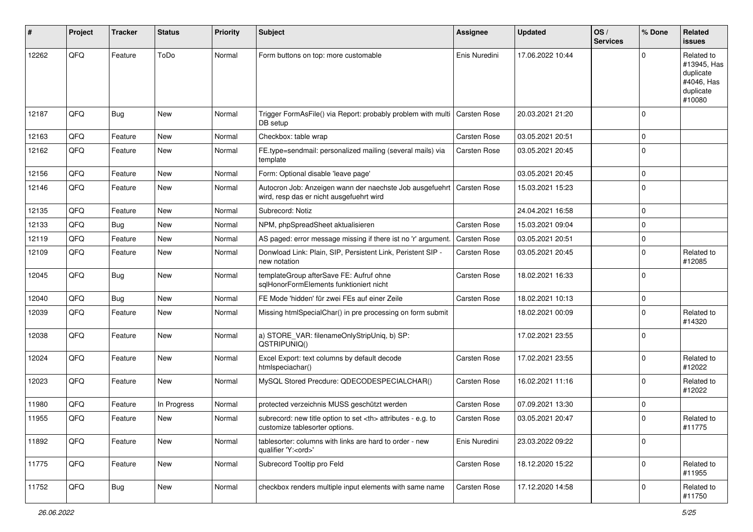| # | Project | Tracker | Status | Priority | Subject | Assignee | Updated | OS / Services | % Done | Related issues |
|---|---|---|---|---|---|---|---|---|---|---|
| 12262 | QFQ | Feature | ToDo | Normal | Form buttons on top: more customable | Enis Nuredini | 17.06.2022 10:44 | | 0 | Related to #13945, Has duplicate #4046, Has duplicate #10080 |
| 12187 | QFQ | Bug | New | Normal | Trigger FormAsFile() via Report: probably problem with multi DB setup | Carsten Rose | 20.03.2021 21:20 | | 0 | |
| 12163 | QFQ | Feature | New | Normal | Checkbox: table wrap | Carsten Rose | 03.05.2021 20:51 | | 0 | |
| 12162 | QFQ | Feature | New | Normal | FE.type=sendmail: personalized mailing (several mails) via template | Carsten Rose | 03.05.2021 20:45 | | 0 | |
| 12156 | QFQ | Feature | New | Normal | Form: Optional disable 'leave page' | | 03.05.2021 20:45 | | 0 | |
| 12146 | QFQ | Feature | New | Normal | Autocron Job: Anzeigen wann der naechste Job ausgefuehrt wird, resp das er nicht ausgefuehrt wird | Carsten Rose | 15.03.2021 15:23 | | 0 | |
| 12135 | QFQ | Feature | New | Normal | Subrecord: Notiz | | 24.04.2021 16:58 | | 0 | |
| 12133 | QFQ | Bug | New | Normal | NPM, phpSpreadSheet aktualisieren | Carsten Rose | 15.03.2021 09:04 | | 0 | |
| 12119 | QFQ | Feature | New | Normal | AS paged: error message missing if there ist no 'r' argument. | Carsten Rose | 03.05.2021 20:51 | | 0 | |
| 12109 | QFQ | Feature | New | Normal | Donwload Link: Plain, SIP, Persistent Link, Peristent SIP - new notation | Carsten Rose | 03.05.2021 20:45 | | 0 | Related to #12085 |
| 12045 | QFQ | Bug | New | Normal | templateGroup afterSave FE: Aufruf ohne sqlHonorFormElements funktioniert nicht | Carsten Rose | 18.02.2021 16:33 | | 0 | |
| 12040 | QFQ | Bug | New | Normal | FE Mode 'hidden' für zwei FEs auf einer Zeile | Carsten Rose | 18.02.2021 10:13 | | 0 | |
| 12039 | QFQ | Feature | New | Normal | Missing htmlSpecialChar() in pre processing on form submit | | 18.02.2021 00:09 | | 0 | Related to #14320 |
| 12038 | QFQ | Feature | New | Normal | a) STORE_VAR: filenameOnlyStripUniq, b) SP: QSTRIPUNIQ() | | 17.02.2021 23:55 | | 0 | |
| 12024 | QFQ | Feature | New | Normal | Excel Export: text columns by default decode htmlspeciachar() | Carsten Rose | 17.02.2021 23:55 | | 0 | Related to #12022 |
| 12023 | QFQ | Feature | New | Normal | MySQL Stored Precdure: QDECODESPECIALCHAR() | Carsten Rose | 16.02.2021 11:16 | | 0 | Related to #12022 |
| 11980 | QFQ | Feature | In Progress | Normal | protected verzeichnis MUSS geschützt werden | Carsten Rose | 07.09.2021 13:30 | | 0 | |
| 11955 | QFQ | Feature | New | Normal | subrecord: new title option to set <th> attributes - e.g. to customize tablesorter options. | Carsten Rose | 03.05.2021 20:47 | | 0 | Related to #11775 |
| 11892 | QFQ | Feature | New | Normal | tablesorter: columns with links are hard to order - new qualifier 'Y:<ord>' | Enis Nuredini | 23.03.2022 09:22 | | 0 | |
| 11775 | QFQ | Feature | New | Normal | Subrecord Tooltip pro Feld | Carsten Rose | 18.12.2020 15:22 | | 0 | Related to #11955 |
| 11752 | QFQ | Bug | New | Normal | checkbox renders multiple input elements with same name | Carsten Rose | 17.12.2020 14:58 | | 0 | Related to #11750 |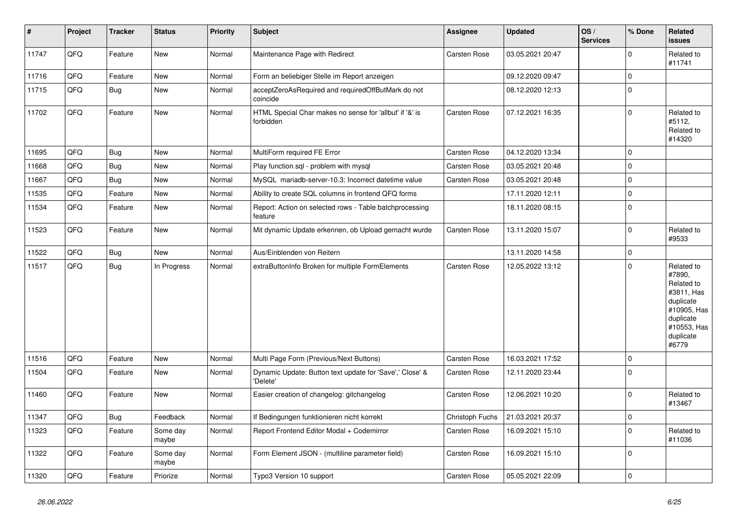| # | Project | Tracker | Status | Priority | Subject | Assignee | Updated | OS / Services | % Done | Related issues |
|---|---|---|---|---|---|---|---|---|---|---|
| 11747 | QFQ | Feature | New | Normal | Maintenance Page with Redirect | Carsten Rose | 03.05.2021 20:47 | | 0 | Related to #11741 |
| 11716 | QFQ | Feature | New | Normal | Form an beliebiger Stelle im Report anzeigen | | 09.12.2020 09:47 | | 0 | |
| 11715 | QFQ | Bug | New | Normal | acceptZeroAsRequired and requiredOffButMark do not coincide | | 08.12.2020 12:13 | | 0 | |
| 11702 | QFQ | Feature | New | Normal | HTML Special Char makes no sense for 'allbut' if '&' is forbidden | Carsten Rose | 07.12.2021 16:35 | | 0 | Related to #5112, Related to #14320 |
| 11695 | QFQ | Bug | New | Normal | MultiForm required FE Error | Carsten Rose | 04.12.2020 13:34 | | 0 | |
| 11668 | QFQ | Bug | New | Normal | Play function.sql - problem with mysql | Carsten Rose | 03.05.2021 20:48 | | 0 | |
| 11667 | QFQ | Bug | New | Normal | MySQL mariadb-server-10.3: Incorrect datetime value | Carsten Rose | 03.05.2021 20:48 | | 0 | |
| 11535 | QFQ | Feature | New | Normal | Ability to create SQL columns in frontend QFQ forms | | 17.11.2020 12:11 | | 0 | |
| 11534 | QFQ | Feature | New | Normal | Report: Action on selected rows - Table batchprocessing feature | | 18.11.2020 08:15 | | 0 | |
| 11523 | QFQ | Feature | New | Normal | Mit dynamic Update erkennen, ob Upload gemacht wurde | Carsten Rose | 13.11.2020 15:07 | | 0 | Related to #9533 |
| 11522 | QFQ | Bug | New | Normal | Aus/Einblenden von Reitern | | 13.11.2020 14:58 | | 0 | |
| 11517 | QFQ | Bug | In Progress | Normal | extraButtonInfo Broken for multiple FormElements | Carsten Rose | 12.05.2022 13:12 | | 0 | Related to #7890, Related to #3811, Has duplicate #10905, Has duplicate #10553, Has duplicate #6779 |
| 11516 | QFQ | Feature | New | Normal | Multi Page Form (Previous/Next Buttons) | Carsten Rose | 16.03.2021 17:52 | | 0 | |
| 11504 | QFQ | Feature | New | Normal | Dynamic Update: Button text update for 'Save',' Close' & 'Delete' | Carsten Rose | 12.11.2020 23:44 | | 0 | |
| 11460 | QFQ | Feature | New | Normal | Easier creation of changelog: gitchangelog | Carsten Rose | 12.06.2021 10:20 | | 0 | Related to #13467 |
| 11347 | QFQ | Bug | Feedback | Normal | If Bedingungen funktionieren nicht korrekt | Christoph Fuchs | 21.03.2021 20:37 | | 0 | |
| 11323 | QFQ | Feature | Some day maybe | Normal | Report Frontend Editor Modal + Codemirror | Carsten Rose | 16.09.2021 15:10 | | 0 | Related to #11036 |
| 11322 | QFQ | Feature | Some day maybe | Normal | Form Element JSON - (multiline parameter field) | Carsten Rose | 16.09.2021 15:10 | | 0 | |
| 11320 | QFQ | Feature | Priorize | Normal | Typo3 Version 10 support | Carsten Rose | 05.05.2021 22:09 | | 0 | |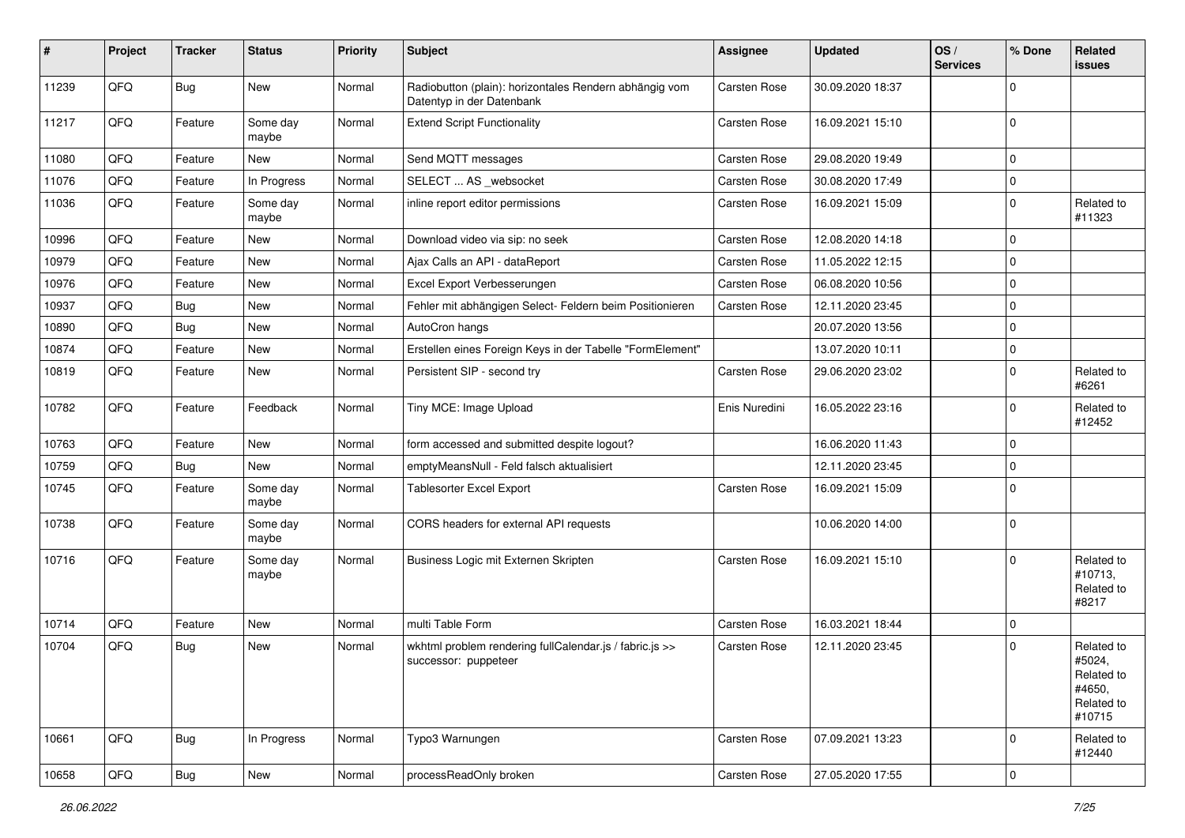| # | Project | Tracker | Status | Priority | Subject | Assignee | Updated | OS / Services | % Done | Related issues |
|---|---|---|---|---|---|---|---|---|---|---|
| 11239 | QFQ | Bug | New | Normal | Radiobutton (plain): horizontales Rendern abhängig vom Datentyp in der Datenbank | Carsten Rose | 30.09.2020 18:37 | | 0 | |
| 11217 | QFQ | Feature | Some day maybe | Normal | Extend Script Functionality | Carsten Rose | 16.09.2021 15:10 | | 0 | |
| 11080 | QFQ | Feature | New | Normal | Send MQTT messages | Carsten Rose | 29.08.2020 19:49 | | 0 | |
| 11076 | QFQ | Feature | In Progress | Normal | SELECT ... AS _websocket | Carsten Rose | 30.08.2020 17:49 | | 0 | |
| 11036 | QFQ | Feature | Some day maybe | Normal | inline report editor permissions | Carsten Rose | 16.09.2021 15:09 | | 0 | Related to #11323 |
| 10996 | QFQ | Feature | New | Normal | Download video via sip: no seek | Carsten Rose | 12.08.2020 14:18 | | 0 | |
| 10979 | QFQ | Feature | New | Normal | Ajax Calls an API - dataReport | Carsten Rose | 11.05.2022 12:15 | | 0 | |
| 10976 | QFQ | Feature | New | Normal | Excel Export Verbesserungen | Carsten Rose | 06.08.2020 10:56 | | 0 | |
| 10937 | QFQ | Bug | New | Normal | Fehler mit abhängigen Select- Feldern beim Positionieren | Carsten Rose | 12.11.2020 23:45 | | 0 | |
| 10890 | QFQ | Bug | New | Normal | AutoCron hangs | | 20.07.2020 13:56 | | 0 | |
| 10874 | QFQ | Feature | New | Normal | Erstellen eines Foreign Keys in der Tabelle "FormElement" | | 13.07.2020 10:11 | | 0 | |
| 10819 | QFQ | Feature | New | Normal | Persistent SIP - second try | Carsten Rose | 29.06.2020 23:02 | | 0 | Related to #6261 |
| 10782 | QFQ | Feature | Feedback | Normal | Tiny MCE: Image Upload | Enis Nuredini | 16.05.2022 23:16 | | 0 | Related to #12452 |
| 10763 | QFQ | Feature | New | Normal | form accessed and submitted despite logout? | | 16.06.2020 11:43 | | 0 | |
| 10759 | QFQ | Bug | New | Normal | emptyMeansNull - Feld falsch aktualisiert | | 12.11.2020 23:45 | | 0 | |
| 10745 | QFQ | Feature | Some day maybe | Normal | Tablesorter Excel Export | Carsten Rose | 16.09.2021 15:09 | | 0 | |
| 10738 | QFQ | Feature | Some day maybe | Normal | CORS headers for external API requests | | 10.06.2020 14:00 | | 0 | |
| 10716 | QFQ | Feature | Some day maybe | Normal | Business Logic mit Externen Skripten | Carsten Rose | 16.09.2021 15:10 | | 0 | Related to #10713, Related to #8217 |
| 10714 | QFQ | Feature | New | Normal | multi Table Form | Carsten Rose | 16.03.2021 18:44 | | 0 | |
| 10704 | QFQ | Bug | New | Normal | wkhtml problem rendering fullCalendar.js / fabric.js >> successor: puppeteer | Carsten Rose | 12.11.2020 23:45 | | 0 | Related to #5024, Related to #4650, Related to #10715 |
| 10661 | QFQ | Bug | In Progress | Normal | Typo3 Warnungen | Carsten Rose | 07.09.2021 13:23 | | 0 | Related to #12440 |
| 10658 | QFQ | Bug | New | Normal | processReadOnly broken | Carsten Rose | 27.05.2020 17:55 | | 0 | |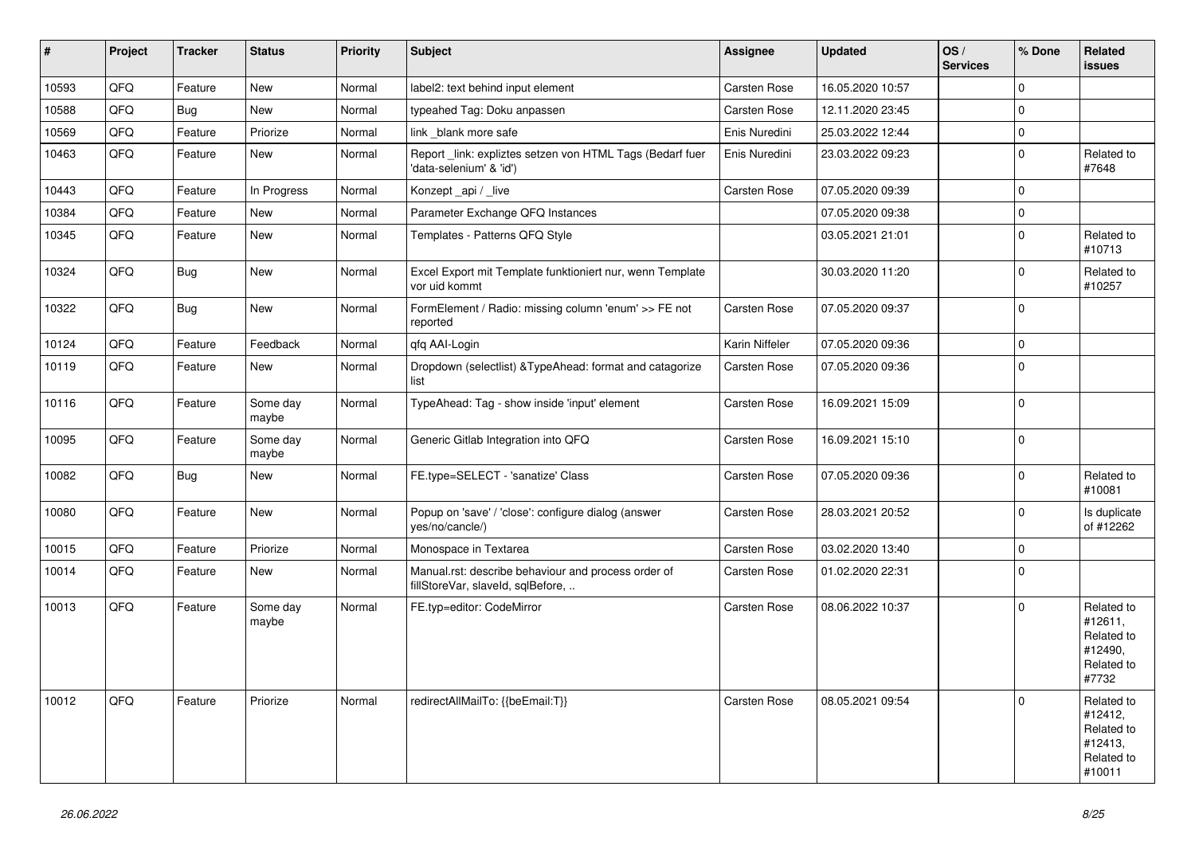| # | Project | Tracker | Status | Priority | Subject | Assignee | Updated | OS / Services | % Done | Related issues |
|---|---|---|---|---|---|---|---|---|---|---|
| 10593 | QFQ | Feature | New | Normal | label2: text behind input element | Carsten Rose | 16.05.2020 10:57 | | 0 | |
| 10588 | QFQ | Bug | New | Normal | typeahed Tag: Doku anpassen | Carsten Rose | 12.11.2020 23:45 | | 0 | |
| 10569 | QFQ | Feature | Priorize | Normal | link _blank more safe | Enis Nuredini | 25.03.2022 12:44 | | 0 | |
| 10463 | QFQ | Feature | New | Normal | Report _link: expliztes setzen von HTML Tags (Bedarf fuer 'data-selenium' & 'id') | Enis Nuredini | 23.03.2022 09:23 | | 0 | Related to #7648 |
| 10443 | QFQ | Feature | In Progress | Normal | Konzept _api / _live | Carsten Rose | 07.05.2020 09:39 | | 0 | |
| 10384 | QFQ | Feature | New | Normal | Parameter Exchange QFQ Instances | | 07.05.2020 09:38 | | 0 | |
| 10345 | QFQ | Feature | New | Normal | Templates - Patterns QFQ Style | | 03.05.2021 21:01 | | 0 | Related to #10713 |
| 10324 | QFQ | Bug | New | Normal | Excel Export mit Template funktioniert nur, wenn Template vor uid kommt | | 30.03.2020 11:20 | | 0 | Related to #10257 |
| 10322 | QFQ | Bug | New | Normal | FormElement / Radio: missing column 'enum' >> FE not reported | Carsten Rose | 07.05.2020 09:37 | | 0 | |
| 10124 | QFQ | Feature | Feedback | Normal | qfq AAI-Login | Karin Niffeler | 07.05.2020 09:36 | | 0 | |
| 10119 | QFQ | Feature | New | Normal | Dropdown (selectlist) &TypeAhead: format and catagorize list | Carsten Rose | 07.05.2020 09:36 | | 0 | |
| 10116 | QFQ | Feature | Some day maybe | Normal | TypeAhead: Tag - show inside 'input' element | Carsten Rose | 16.09.2021 15:09 | | 0 | |
| 10095 | QFQ | Feature | Some day maybe | Normal | Generic Gitlab Integration into QFQ | Carsten Rose | 16.09.2021 15:10 | | 0 | |
| 10082 | QFQ | Bug | New | Normal | FE.type=SELECT - 'sanatize' Class | Carsten Rose | 07.05.2020 09:36 | | 0 | Related to #10081 |
| 10080 | QFQ | Feature | New | Normal | Popup on 'save' / 'close': configure dialog (answer yes/no/cancle/) | Carsten Rose | 28.03.2021 20:52 | | 0 | Is duplicate of #12262 |
| 10015 | QFQ | Feature | Priorize | Normal | Monospace in Textarea | Carsten Rose | 03.02.2020 13:40 | | 0 | |
| 10014 | QFQ | Feature | New | Normal | Manual.rst: describe behaviour and process order of fillStoreVar, slaveId, sqlBefore, .. | Carsten Rose | 01.02.2020 22:31 | | 0 | |
| 10013 | QFQ | Feature | Some day maybe | Normal | FE.typ=editor: CodeMirror | Carsten Rose | 08.06.2022 10:37 | | 0 | Related to #12611, Related to #12490, Related to #7732 |
| 10012 | QFQ | Feature | Priorize | Normal | redirectAllMailTo: {{beEmail:T}} | Carsten Rose | 08.05.2021 09:54 | | 0 | Related to #12412, Related to #12413, Related to #10011 |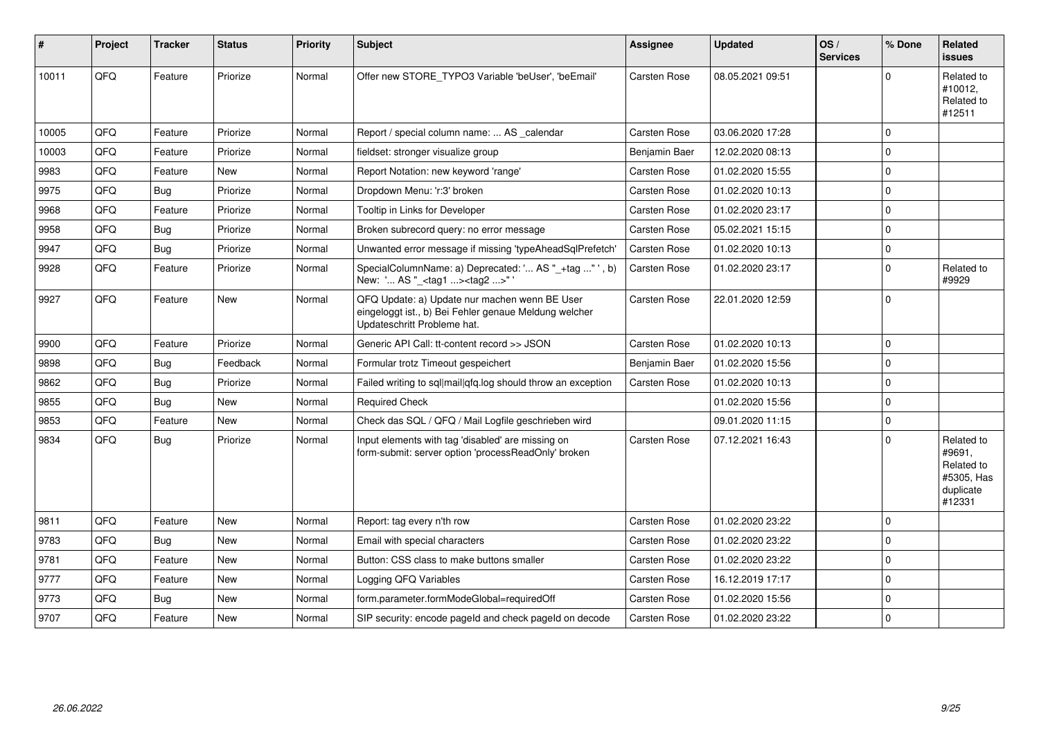| # | Project | Tracker | Status | Priority | Subject | Assignee | Updated | OS / Services | % Done | Related issues |
|---|---|---|---|---|---|---|---|---|---|---|
| 10011 | QFQ | Feature | Priorize | Normal | Offer new STORE_TYPO3 Variable 'beUser', 'beEmail' | Carsten Rose | 08.05.2021 09:51 | | 0 | Related to #10012, Related to #12511 |
| 10005 | QFQ | Feature | Priorize | Normal | Report / special column name: ... AS _calendar | Carsten Rose | 03.06.2020 17:28 | | 0 | |
| 10003 | QFQ | Feature | Priorize | Normal | fieldset: stronger visualize group | Benjamin Baer | 12.02.2020 08:13 | | 0 | |
| 9983 | QFQ | Feature | New | Normal | Report Notation: new keyword 'range' | Carsten Rose | 01.02.2020 15:55 | | 0 | |
| 9975 | QFQ | Bug | Priorize | Normal | Dropdown Menu: 'r:3' broken | Carsten Rose | 01.02.2020 10:13 | | 0 | |
| 9968 | QFQ | Feature | Priorize | Normal | Tooltip in Links for Developer | Carsten Rose | 01.02.2020 23:17 | | 0 | |
| 9958 | QFQ | Bug | Priorize | Normal | Broken subrecord query: no error message | Carsten Rose | 05.02.2021 15:15 | | 0 | |
| 9947 | QFQ | Bug | Priorize | Normal | Unwanted error message if missing 'typeAheadSqlPrefetch' | Carsten Rose | 01.02.2020 10:13 | | 0 | |
| 9928 | QFQ | Feature | Priorize | Normal | SpecialColumnName: a) Deprecated: '... AS "_+tag ..." ', b) New: '... AS "_<tag1 ...><tag2 ...>" ' | Carsten Rose | 01.02.2020 23:17 | | 0 | Related to #9929 |
| 9927 | QFQ | Feature | New | Normal | QFQ Update: a) Update nur machen wenn BE User eingeloggt ist., b) Bei Fehler genaue Meldung welcher Updateschritt Probleme hat. | Carsten Rose | 22.01.2020 12:59 | | 0 | |
| 9900 | QFQ | Feature | Priorize | Normal | Generic API Call: tt-content record >> JSON | Carsten Rose | 01.02.2020 10:13 | | 0 | |
| 9898 | QFQ | Bug | Feedback | Normal | Formular trotz Timeout gespeichert | Benjamin Baer | 01.02.2020 15:56 | | 0 | |
| 9862 | QFQ | Bug | Priorize | Normal | Failed writing to sql\|mail\|qfq.log should throw an exception | Carsten Rose | 01.02.2020 10:13 | | 0 | |
| 9855 | QFQ | Bug | New | Normal | Required Check | | 01.02.2020 15:56 | | 0 | |
| 9853 | QFQ | Feature | New | Normal | Check das SQL / QFQ / Mail Logfile geschrieben wird | | 09.01.2020 11:15 | | 0 | |
| 9834 | QFQ | Bug | Priorize | Normal | Input elements with tag 'disabled' are missing on form-submit: server option 'processReadOnly' broken | Carsten Rose | 07.12.2021 16:43 | | 0 | Related to #9691, Related to #5305, Has duplicate #12331 |
| 9811 | QFQ | Feature | New | Normal | Report: tag every n'th row | Carsten Rose | 01.02.2020 23:22 | | 0 | |
| 9783 | QFQ | Bug | New | Normal | Email with special characters | Carsten Rose | 01.02.2020 23:22 | | 0 | |
| 9781 | QFQ | Feature | New | Normal | Button: CSS class to make buttons smaller | Carsten Rose | 01.02.2020 23:22 | | 0 | |
| 9777 | QFQ | Feature | New | Normal | Logging QFQ Variables | Carsten Rose | 16.12.2019 17:17 | | 0 | |
| 9773 | QFQ | Bug | New | Normal | form.parameter.formModeGlobal=requiredOff | Carsten Rose | 01.02.2020 15:56 | | 0 | |
| 9707 | QFQ | Feature | New | Normal | SIP security: encode pageId and check pageId on decode | Carsten Rose | 01.02.2020 23:22 | | 0 | |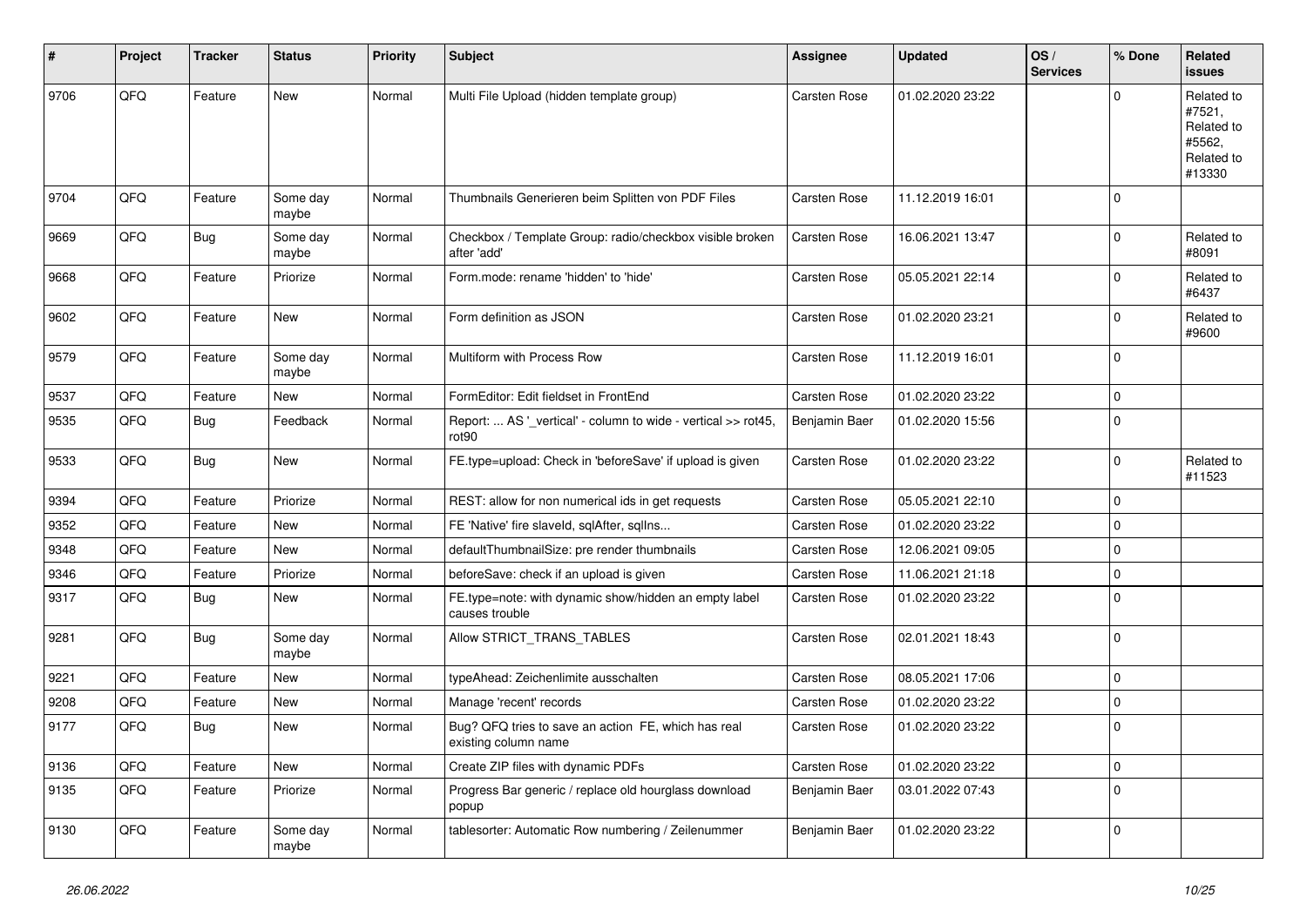| # | Project | Tracker | Status | Priority | Subject | Assignee | Updated | OS / Services | % Done | Related issues |
|---|---|---|---|---|---|---|---|---|---|---|
| 9706 | QFQ | Feature | New | Normal | Multi File Upload (hidden template group) | Carsten Rose | 01.02.2020 23:22 | | 0 | Related to #7521, Related to #5562, Related to #13330 |
| 9704 | QFQ | Feature | Some day maybe | Normal | Thumbnails Generieren beim Splitten von PDF Files | Carsten Rose | 11.12.2019 16:01 | | 0 | |
| 9669 | QFQ | Bug | Some day maybe | Normal | Checkbox / Template Group: radio/checkbox visible broken after 'add' | Carsten Rose | 16.06.2021 13:47 | | 0 | Related to #8091 |
| 9668 | QFQ | Feature | Priorize | Normal | Form.mode: rename 'hidden' to 'hide' | Carsten Rose | 05.05.2021 22:14 | | 0 | Related to #6437 |
| 9602 | QFQ | Feature | New | Normal | Form definition as JSON | Carsten Rose | 01.02.2020 23:21 | | 0 | Related to #9600 |
| 9579 | QFQ | Feature | Some day maybe | Normal | Multiform with Process Row | Carsten Rose | 11.12.2019 16:01 | | 0 | |
| 9537 | QFQ | Feature | New | Normal | FormEditor: Edit fieldset in FrontEnd | Carsten Rose | 01.02.2020 23:22 | | 0 | |
| 9535 | QFQ | Bug | Feedback | Normal | Report: ... AS '_vertical' - column to wide - vertical >> rot45, rot90 | Benjamin Baer | 01.02.2020 15:56 | | 0 | |
| 9533 | QFQ | Bug | New | Normal | FE.type=upload: Check in 'beforeSave' if upload is given | Carsten Rose | 01.02.2020 23:22 | | 0 | Related to #11523 |
| 9394 | QFQ | Feature | Priorize | Normal | REST: allow for non numerical ids in get requests | Carsten Rose | 05.05.2021 22:10 | | 0 | |
| 9352 | QFQ | Feature | New | Normal | FE 'Native' fire slaveId, sqlAfter, sqlIns... | Carsten Rose | 01.02.2020 23:22 | | 0 | |
| 9348 | QFQ | Feature | New | Normal | defaultThumbnailSize: pre render thumbnails | Carsten Rose | 12.06.2021 09:05 | | 0 | |
| 9346 | QFQ | Feature | Priorize | Normal | beforeSave: check if an upload is given | Carsten Rose | 11.06.2021 21:18 | | 0 | |
| 9317 | QFQ | Bug | New | Normal | FE.type=note: with dynamic show/hidden an empty label causes trouble | Carsten Rose | 01.02.2020 23:22 | | 0 | |
| 9281 | QFQ | Bug | Some day maybe | Normal | Allow STRICT_TRANS_TABLES | Carsten Rose | 02.01.2021 18:43 | | 0 | |
| 9221 | QFQ | Feature | New | Normal | typeAhead: Zeichenlimite ausschalten | Carsten Rose | 08.05.2021 17:06 | | 0 | |
| 9208 | QFQ | Feature | New | Normal | Manage 'recent' records | Carsten Rose | 01.02.2020 23:22 | | 0 | |
| 9177 | QFQ | Bug | New | Normal | Bug? QFQ tries to save an action FE, which has real existing column name | Carsten Rose | 01.02.2020 23:22 | | 0 | |
| 9136 | QFQ | Feature | New | Normal | Create ZIP files with dynamic PDFs | Carsten Rose | 01.02.2020 23:22 | | 0 | |
| 9135 | QFQ | Feature | Priorize | Normal | Progress Bar generic / replace old hourglass download popup | Benjamin Baer | 03.01.2022 07:43 | | 0 | |
| 9130 | QFQ | Feature | Some day maybe | Normal | tablesorter: Automatic Row numbering / Zeilenummer | Benjamin Baer | 01.02.2020 23:22 | | 0 | |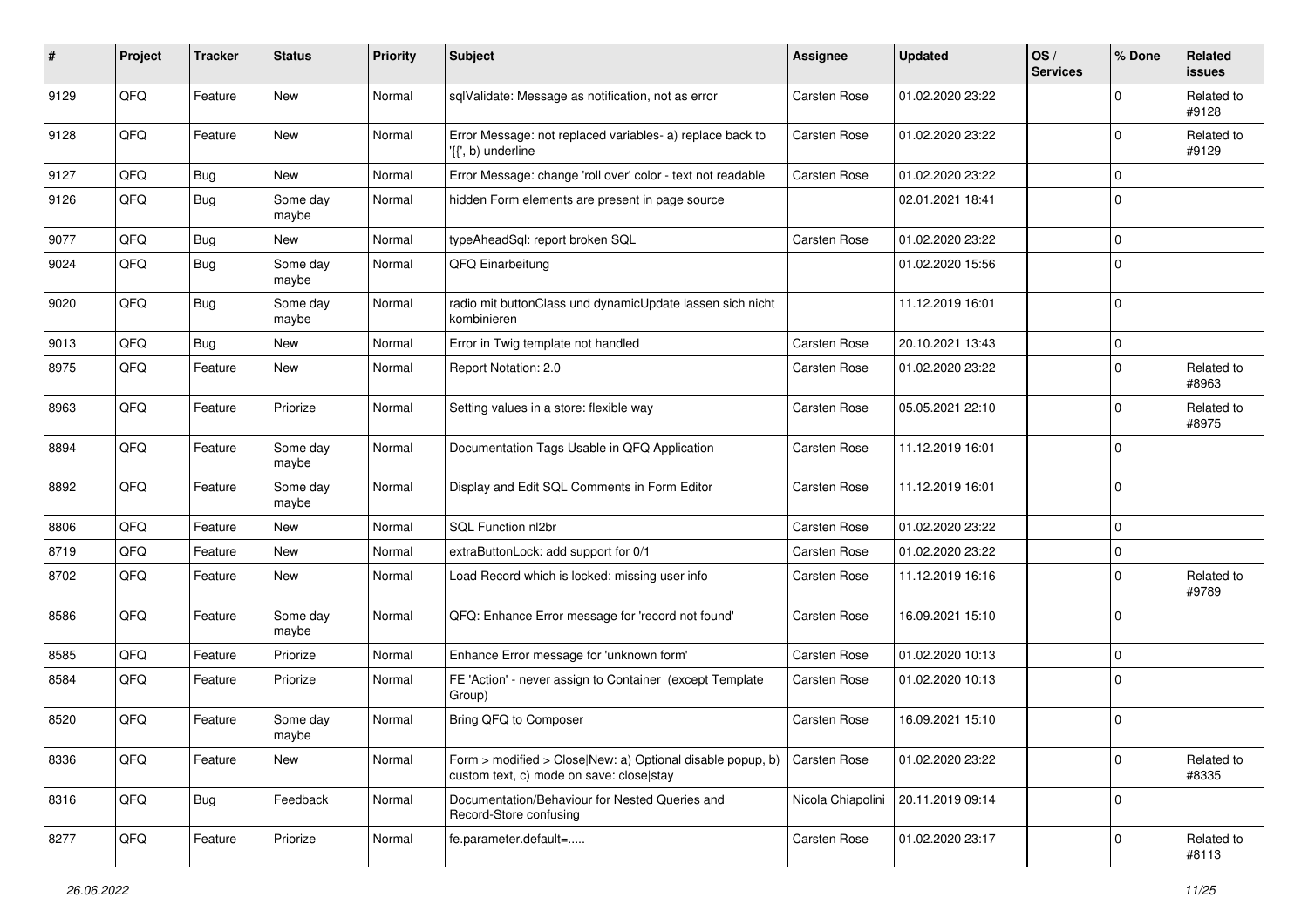| # | Project | Tracker | Status | Priority | Subject | Assignee | Updated | OS / Services | % Done | Related issues |
|---|---|---|---|---|---|---|---|---|---|---|
| 9129 | QFQ | Feature | New | Normal | sqlValidate: Message as notification, not as error | Carsten Rose | 01.02.2020 23:22 | | 0 | Related to #9128 |
| 9128 | QFQ | Feature | New | Normal | Error Message: not replaced variables- a) replace back to '{{', b) underline | Carsten Rose | 01.02.2020 23:22 | | 0 | Related to #9129 |
| 9127 | QFQ | Bug | New | Normal | Error Message: change 'roll over' color - text not readable | Carsten Rose | 01.02.2020 23:22 | | 0 | |
| 9126 | QFQ | Bug | Some day maybe | Normal | hidden Form elements are present in page source | | 02.01.2021 18:41 | | 0 | |
| 9077 | QFQ | Bug | New | Normal | typeAheadSql: report broken SQL | Carsten Rose | 01.02.2020 23:22 | | 0 | |
| 9024 | QFQ | Bug | Some day maybe | Normal | QFQ Einarbeitung | | 01.02.2020 15:56 | | 0 | |
| 9020 | QFQ | Bug | Some day maybe | Normal | radio mit buttonClass und dynamicUpdate lassen sich nicht kombinieren | | 11.12.2019 16:01 | | 0 | |
| 9013 | QFQ | Bug | New | Normal | Error in Twig template not handled | Carsten Rose | 20.10.2021 13:43 | | 0 | |
| 8975 | QFQ | Feature | New | Normal | Report Notation: 2.0 | Carsten Rose | 01.02.2020 23:22 | | 0 | Related to #8963 |
| 8963 | QFQ | Feature | Priorize | Normal | Setting values in a store: flexible way | Carsten Rose | 05.05.2021 22:10 | | 0 | Related to #8975 |
| 8894 | QFQ | Feature | Some day maybe | Normal | Documentation Tags Usable in QFQ Application | Carsten Rose | 11.12.2019 16:01 | | 0 | |
| 8892 | QFQ | Feature | Some day maybe | Normal | Display and Edit SQL Comments in Form Editor | Carsten Rose | 11.12.2019 16:01 | | 0 | |
| 8806 | QFQ | Feature | New | Normal | SQL Function nl2br | Carsten Rose | 01.02.2020 23:22 | | 0 | |
| 8719 | QFQ | Feature | New | Normal | extraButtonLock: add support for 0/1 | Carsten Rose | 01.02.2020 23:22 | | 0 | |
| 8702 | QFQ | Feature | New | Normal | Load Record which is locked: missing user info | Carsten Rose | 11.12.2019 16:16 | | 0 | Related to #9789 |
| 8586 | QFQ | Feature | Some day maybe | Normal | QFQ: Enhance Error message for 'record not found' | Carsten Rose | 16.09.2021 15:10 | | 0 | |
| 8585 | QFQ | Feature | Priorize | Normal | Enhance Error message for 'unknown form' | Carsten Rose | 01.02.2020 10:13 | | 0 | |
| 8584 | QFQ | Feature | Priorize | Normal | FE 'Action' - never assign to Container (except Template Group) | Carsten Rose | 01.02.2020 10:13 | | 0 | |
| 8520 | QFQ | Feature | Some day maybe | Normal | Bring QFQ to Composer | Carsten Rose | 16.09.2021 15:10 | | 0 | |
| 8336 | QFQ | Feature | New | Normal | Form > modified > Close\|New: a) Optional disable popup, b) custom text, c) mode on save: close\|stay | Carsten Rose | 01.02.2020 23:22 | | 0 | Related to #8335 |
| 8316 | QFQ | Bug | Feedback | Normal | Documentation/Behaviour for Nested Queries and Record-Store confusing | Nicola Chiapolini | 20.11.2019 09:14 | | 0 | |
| 8277 | QFQ | Feature | Priorize | Normal | fe.parameter.default=..... | Carsten Rose | 01.02.2020 23:17 | | 0 | Related to #8113 |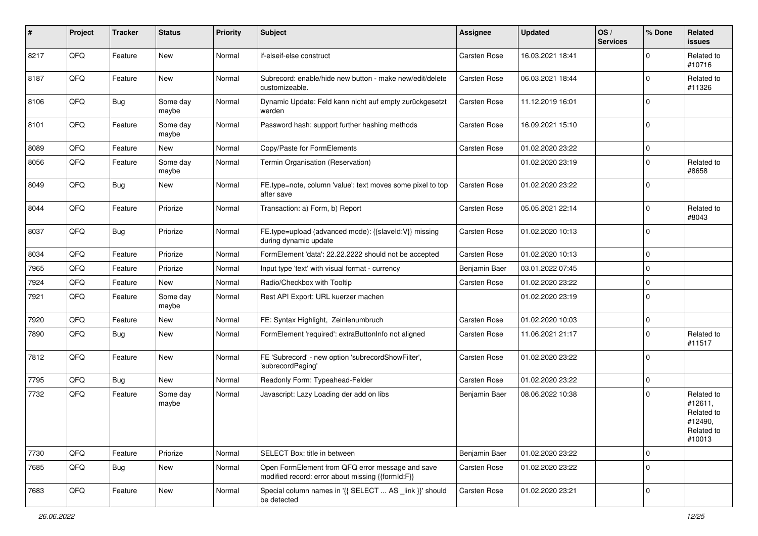| # | Project | Tracker | Status | Priority | Subject | Assignee | Updated | OS / Services | % Done | Related issues |
|---|---|---|---|---|---|---|---|---|---|---|
| 8217 | QFQ | Feature | New | Normal | if-elseif-else construct | Carsten Rose | 16.03.2021 18:41 | | 0 | Related to #10716 |
| 8187 | QFQ | Feature | New | Normal | Subrecord: enable/hide new button - make new/edit/delete customizeable. | Carsten Rose | 06.03.2021 18:44 | | 0 | Related to #11326 |
| 8106 | QFQ | Bug | Some day maybe | Normal | Dynamic Update: Feld kann nicht auf empty zurückgesetzt werden | Carsten Rose | 11.12.2019 16:01 | | 0 | |
| 8101 | QFQ | Feature | Some day maybe | Normal | Password hash: support further hashing methods | Carsten Rose | 16.09.2021 15:10 | | 0 | |
| 8089 | QFQ | Feature | New | Normal | Copy/Paste for FormElements | Carsten Rose | 01.02.2020 23:22 | | 0 | |
| 8056 | QFQ | Feature | Some day maybe | Normal | Termin Organisation (Reservation) | | 01.02.2020 23:19 | | 0 | Related to #8658 |
| 8049 | QFQ | Bug | New | Normal | FE.type=note, column 'value': text moves some pixel to top after save | Carsten Rose | 01.02.2020 23:22 | | 0 | |
| 8044 | QFQ | Feature | Priorize | Normal | Transaction: a) Form, b) Report | Carsten Rose | 05.05.2021 22:14 | | 0 | Related to #8043 |
| 8037 | QFQ | Bug | Priorize | Normal | FE.type=upload (advanced mode): {{slaveId:V}} missing during dynamic update | Carsten Rose | 01.02.2020 10:13 | | 0 | |
| 8034 | QFQ | Feature | Priorize | Normal | FormElement 'data': 22.22.2222 should not be accepted | Carsten Rose | 01.02.2020 10:13 | | 0 | |
| 7965 | QFQ | Feature | Priorize | Normal | Input type 'text' with visual format - currency | Benjamin Baer | 03.01.2022 07:45 | | 0 | |
| 7924 | QFQ | Feature | New | Normal | Radio/Checkbox with Tooltip | Carsten Rose | 01.02.2020 23:22 | | 0 | |
| 7921 | QFQ | Feature | Some day maybe | Normal | Rest API Export: URL kuerzer machen | | 01.02.2020 23:19 | | 0 | |
| 7920 | QFQ | Feature | New | Normal | FE: Syntax Highlight, Zeinlenumbruch | Carsten Rose | 01.02.2020 10:03 | | 0 | |
| 7890 | QFQ | Bug | New | Normal | FormElement 'required': extraButtonInfo not aligned | Carsten Rose | 11.06.2021 21:17 | | 0 | Related to #11517 |
| 7812 | QFQ | Feature | New | Normal | FE 'Subrecord' - new option 'subrecordShowFilter', 'subrecordPaging' | Carsten Rose | 01.02.2020 23:22 | | 0 | |
| 7795 | QFQ | Bug | New | Normal | Readonly Form: Typeahead-Felder | Carsten Rose | 01.02.2020 23:22 | | 0 | |
| 7732 | QFQ | Feature | Some day maybe | Normal | Javascript: Lazy Loading der add on libs | Benjamin Baer | 08.06.2022 10:38 | | 0 | Related to #12611, Related to #12490, Related to #10013 |
| 7730 | QFQ | Feature | Priorize | Normal | SELECT Box: title in between | Benjamin Baer | 01.02.2020 23:22 | | 0 | |
| 7685 | QFQ | Bug | New | Normal | Open FormElement from QFQ error message and save modified record: error about missing {{formId:F}} | Carsten Rose | 01.02.2020 23:22 | | 0 | |
| 7683 | QFQ | Feature | New | Normal | Special column names in '{{ SELECT ... AS _link }}' should be detected | Carsten Rose | 01.02.2020 23:21 | | 0 | |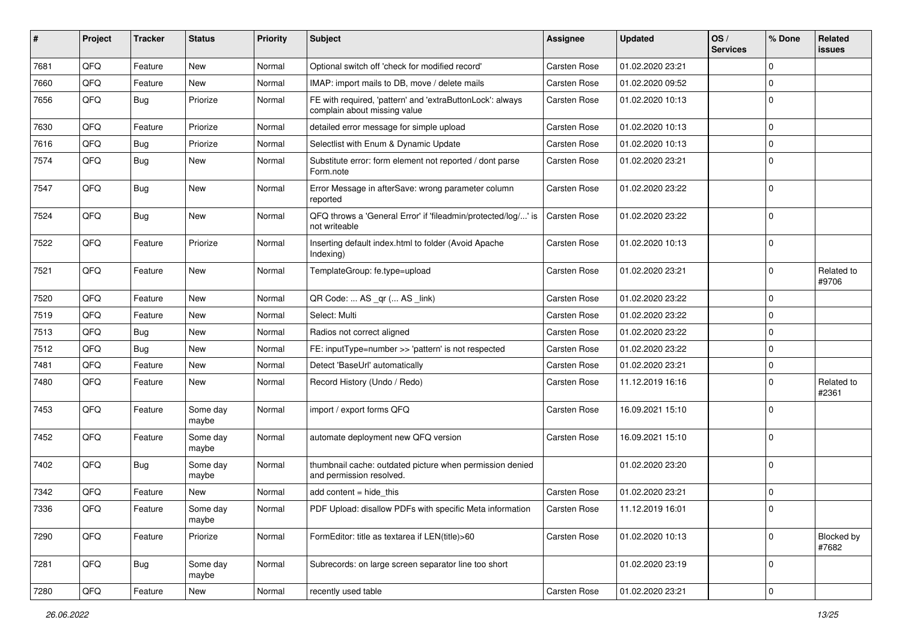| # | Project | Tracker | Status | Priority | Subject | Assignee | Updated | OS / Services | % Done | Related issues |
|---|---|---|---|---|---|---|---|---|---|---|
| 7681 | QFQ | Feature | New | Normal | Optional switch off 'check for modified record' | Carsten Rose | 01.02.2020 23:21 | | 0 | |
| 7660 | QFQ | Feature | New | Normal | IMAP: import mails to DB, move / delete mails | Carsten Rose | 01.02.2020 09:52 | | 0 | |
| 7656 | QFQ | Bug | Priorize | Normal | FE with required, 'pattern' and 'extraButtonLock': always complain about missing value | Carsten Rose | 01.02.2020 10:13 | | 0 | |
| 7630 | QFQ | Feature | Priorize | Normal | detailed error message for simple upload | Carsten Rose | 01.02.2020 10:13 | | 0 | |
| 7616 | QFQ | Bug | Priorize | Normal | Selectlist with Enum & Dynamic Update | Carsten Rose | 01.02.2020 10:13 | | 0 | |
| 7574 | QFQ | Bug | New | Normal | Substitute error: form element not reported / dont parse Form.note | Carsten Rose | 01.02.2020 23:21 | | 0 | |
| 7547 | QFQ | Bug | New | Normal | Error Message in afterSave: wrong parameter column reported | Carsten Rose | 01.02.2020 23:22 | | 0 | |
| 7524 | QFQ | Bug | New | Normal | QFQ throws a 'General Error' if 'fileadmin/protected/log/...' is not writeable | Carsten Rose | 01.02.2020 23:22 | | 0 | |
| 7522 | QFQ | Feature | Priorize | Normal | Inserting default index.html to folder (Avoid Apache Indexing) | Carsten Rose | 01.02.2020 10:13 | | 0 | |
| 7521 | QFQ | Feature | New | Normal | TemplateGroup: fe.type=upload | Carsten Rose | 01.02.2020 23:21 | | 0 | Related to #9706 |
| 7520 | QFQ | Feature | New | Normal | QR Code: ... AS _qr (... AS _link) | Carsten Rose | 01.02.2020 23:22 | | 0 | |
| 7519 | QFQ | Feature | New | Normal | Select: Multi | Carsten Rose | 01.02.2020 23:22 | | 0 | |
| 7513 | QFQ | Bug | New | Normal | Radios not correct aligned | Carsten Rose | 01.02.2020 23:22 | | 0 | |
| 7512 | QFQ | Bug | New | Normal | FE: inputType=number >> 'pattern' is not respected | Carsten Rose | 01.02.2020 23:22 | | 0 | |
| 7481 | QFQ | Feature | New | Normal | Detect 'BaseUrl' automatically | Carsten Rose | 01.02.2020 23:21 | | 0 | |
| 7480 | QFQ | Feature | New | Normal | Record History (Undo / Redo) | Carsten Rose | 11.12.2019 16:16 | | 0 | Related to #2361 |
| 7453 | QFQ | Feature | Some day maybe | Normal | import / export forms QFQ | Carsten Rose | 16.09.2021 15:10 | | 0 | |
| 7452 | QFQ | Feature | Some day maybe | Normal | automate deployment new QFQ version | Carsten Rose | 16.09.2021 15:10 | | 0 | |
| 7402 | QFQ | Bug | Some day maybe | Normal | thumbnail cache: outdated picture when permission denied and permission resolved. | | 01.02.2020 23:20 | | 0 | |
| 7342 | QFQ | Feature | New | Normal | add content = hide_this | Carsten Rose | 01.02.2020 23:21 | | 0 | |
| 7336 | QFQ | Feature | Some day maybe | Normal | PDF Upload: disallow PDFs with specific Meta information | Carsten Rose | 11.12.2019 16:01 | | 0 | |
| 7290 | QFQ | Feature | Priorize | Normal | FormEditor: title as textarea if LEN(title)>60 | Carsten Rose | 01.02.2020 10:13 | | 0 | Blocked by #7682 |
| 7281 | QFQ | Bug | Some day maybe | Normal | Subrecords: on large screen separator line too short | | 01.02.2020 23:19 | | 0 | |
| 7280 | QFQ | Feature | New | Normal | recently used table | Carsten Rose | 01.02.2020 23:21 | | 0 | |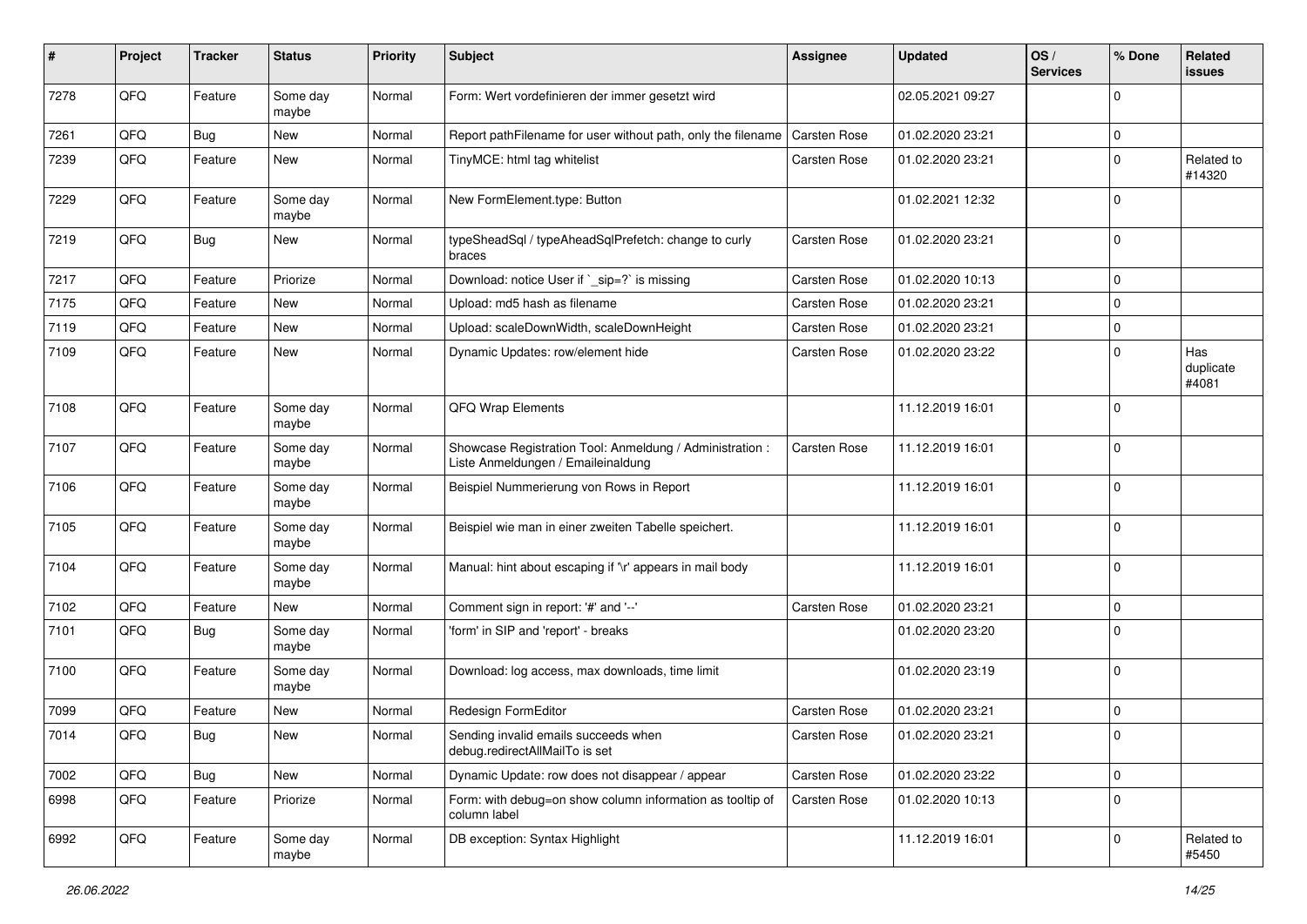| # | Project | Tracker | Status | Priority | Subject | Assignee | Updated | OS / Services | % Done | Related issues |
|---|---|---|---|---|---|---|---|---|---|---|
| 7278 | QFQ | Feature | Some day maybe | Normal | Form: Wert vordefinieren der immer gesetzt wird | | 02.05.2021 09:27 | | 0 | |
| 7261 | QFQ | Bug | New | Normal | Report pathFilename for user without path, only the filename | Carsten Rose | 01.02.2020 23:21 | | 0 | |
| 7239 | QFQ | Feature | New | Normal | TinyMCE: html tag whitelist | Carsten Rose | 01.02.2020 23:21 | | 0 | Related to #14320 |
| 7229 | QFQ | Feature | Some day maybe | Normal | New FormElement.type: Button | | 01.02.2021 12:32 | | 0 | |
| 7219 | QFQ | Bug | New | Normal | typeSheadSql / typeAheadSqlPrefetch: change to curly braces | Carsten Rose | 01.02.2020 23:21 | | 0 | |
| 7217 | QFQ | Feature | Priorize | Normal | Download: notice User if `_sip=?` is missing | Carsten Rose | 01.02.2020 10:13 | | 0 | |
| 7175 | QFQ | Feature | New | Normal | Upload: md5 hash as filename | Carsten Rose | 01.02.2020 23:21 | | 0 | |
| 7119 | QFQ | Feature | New | Normal | Upload: scaleDownWidth, scaleDownHeight | Carsten Rose | 01.02.2020 23:21 | | 0 | |
| 7109 | QFQ | Feature | New | Normal | Dynamic Updates: row/element hide | Carsten Rose | 01.02.2020 23:22 | | 0 | Has duplicate #4081 |
| 7108 | QFQ | Feature | Some day maybe | Normal | QFQ Wrap Elements | | 11.12.2019 16:01 | | 0 | |
| 7107 | QFQ | Feature | Some day maybe | Normal | Showcase Registration Tool: Anmeldung / Administration : Liste Anmeldungen / Emaileinaldung | Carsten Rose | 11.12.2019 16:01 | | 0 | |
| 7106 | QFQ | Feature | Some day maybe | Normal | Beispiel Nummerierung von Rows in Report | | 11.12.2019 16:01 | | 0 | |
| 7105 | QFQ | Feature | Some day maybe | Normal | Beispiel wie man in einer zweiten Tabelle speichert. | | 11.12.2019 16:01 | | 0 | |
| 7104 | QFQ | Feature | Some day maybe | Normal | Manual: hint about escaping if '\r' appears in mail body | | 11.12.2019 16:01 | | 0 | |
| 7102 | QFQ | Feature | New | Normal | Comment sign in report: '#' and '--' | Carsten Rose | 01.02.2020 23:21 | | 0 | |
| 7101 | QFQ | Bug | Some day maybe | Normal | 'form' in SIP and 'report' - breaks | | 01.02.2020 23:20 | | 0 | |
| 7100 | QFQ | Feature | Some day maybe | Normal | Download: log access, max downloads, time limit | | 01.02.2020 23:19 | | 0 | |
| 7099 | QFQ | Feature | New | Normal | Redesign FormEditor | Carsten Rose | 01.02.2020 23:21 | | 0 | |
| 7014 | QFQ | Bug | New | Normal | Sending invalid emails succeeds when debug.redirectAllMailTo is set | Carsten Rose | 01.02.2020 23:21 | | 0 | |
| 7002 | QFQ | Bug | New | Normal | Dynamic Update: row does not disappear / appear | Carsten Rose | 01.02.2020 23:22 | | 0 | |
| 6998 | QFQ | Feature | Priorize | Normal | Form: with debug=on show column information as tooltip of column label | Carsten Rose | 01.02.2020 10:13 | | 0 | |
| 6992 | QFQ | Feature | Some day maybe | Normal | DB exception: Syntax Highlight | | 11.12.2019 16:01 | | 0 | Related to #5450 |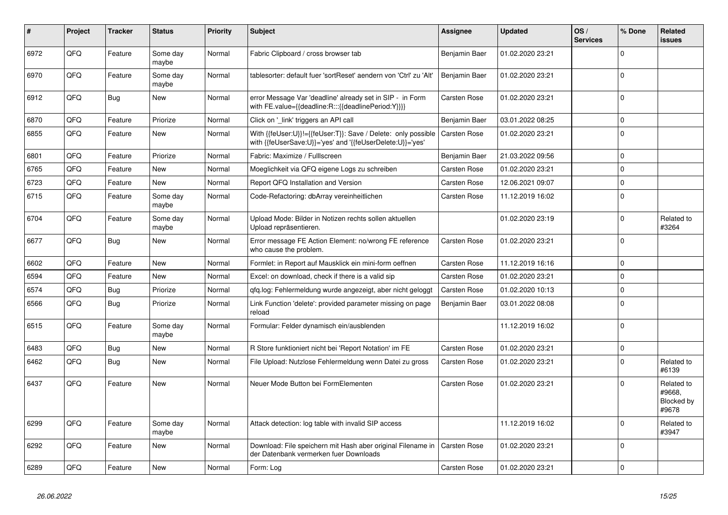| # | Project | Tracker | Status | Priority | Subject | Assignee | Updated | OS / Services | % Done | Related issues |
|---|---|---|---|---|---|---|---|---|---|---|
| 6972 | QFQ | Feature | Some day maybe | Normal | Fabric Clipboard / cross browser tab | Benjamin Baer | 01.02.2020 23:21 | | 0 | |
| 6970 | QFQ | Feature | Some day maybe | Normal | tablesorter: default fuer 'sortReset' aendern von 'Ctrl' zu 'Alt' | Benjamin Baer | 01.02.2020 23:21 | | 0 | |
| 6912 | QFQ | Bug | New | Normal | error Message Var 'deadline' already set in SIP - in Form with FE.value={{deadline:R:::{{deadlinePeriod:Y}}}} | Carsten Rose | 01.02.2020 23:21 | | 0 | |
| 6870 | QFQ | Feature | Priorize | Normal | Click on '_link' triggers an API call | Benjamin Baer | 03.01.2022 08:25 | | 0 | |
| 6855 | QFQ | Feature | New | Normal | With {{feUser:U}}!={{feUser:T}}: Save / Delete: only possible with {{feUserSave:U}}='yes' and '{{feUserDelete:U}}='yes' | Carsten Rose | 01.02.2020 23:21 | | 0 | |
| 6801 | QFQ | Feature | Priorize | Normal | Fabric: Maximize / Fulllscreen | Benjamin Baer | 21.03.2022 09:56 | | 0 | |
| 6765 | QFQ | Feature | New | Normal | Moeglichkeit via QFQ eigene Logs zu schreiben | Carsten Rose | 01.02.2020 23:21 | | 0 | |
| 6723 | QFQ | Feature | New | Normal | Report QFQ Installation and Version | Carsten Rose | 12.06.2021 09:07 | | 0 | |
| 6715 | QFQ | Feature | Some day maybe | Normal | Code-Refactoring: dbArray vereinheitlichen | Carsten Rose | 11.12.2019 16:02 | | 0 | |
| 6704 | QFQ | Feature | Some day maybe | Normal | Upload Mode: Bilder in Notizen rechts sollen aktuellen Upload repräsentieren. | | 01.02.2020 23:19 | | 0 | Related to #3264 |
| 6677 | QFQ | Bug | New | Normal | Error message FE Action Element: no/wrong FE reference who cause the problem. | Carsten Rose | 01.02.2020 23:21 | | 0 | |
| 6602 | QFQ | Feature | New | Normal | Formlet: in Report auf Mausklick ein mini-form oeffnen | Carsten Rose | 11.12.2019 16:16 | | 0 | |
| 6594 | QFQ | Feature | New | Normal | Excel: on download, check if there is a valid sip | Carsten Rose | 01.02.2020 23:21 | | 0 | |
| 6574 | QFQ | Bug | Priorize | Normal | qfq.log: Fehlermeldung wurde angezeigt, aber nicht geloggt | Carsten Rose | 01.02.2020 10:13 | | 0 | |
| 6566 | QFQ | Bug | Priorize | Normal | Link Function 'delete': provided parameter missing on page reload | Benjamin Baer | 03.01.2022 08:08 | | 0 | |
| 6515 | QFQ | Feature | Some day maybe | Normal | Formular: Felder dynamisch ein/ausblenden | | 11.12.2019 16:02 | | 0 | |
| 6483 | QFQ | Bug | New | Normal | R Store funktioniert nicht bei 'Report Notation' im FE | Carsten Rose | 01.02.2020 23:21 | | 0 | |
| 6462 | QFQ | Bug | New | Normal | File Upload: Nutzlose Fehlermeldung wenn Datei zu gross | Carsten Rose | 01.02.2020 23:21 | | 0 | Related to #6139 |
| 6437 | QFQ | Feature | New | Normal | Neuer Mode Button bei FormElementen | Carsten Rose | 01.02.2020 23:21 | | 0 | Related to #9668, Blocked by #9678 |
| 6299 | QFQ | Feature | Some day maybe | Normal | Attack detection: log table with invalid SIP access | | 11.12.2019 16:02 | | 0 | Related to #3947 |
| 6292 | QFQ | Feature | New | Normal | Download: File speichern mit Hash aber original Filename in der Datenbank vermerken fuer Downloads | Carsten Rose | 01.02.2020 23:21 | | 0 | |
| 6289 | QFQ | Feature | New | Normal | Form: Log | Carsten Rose | 01.02.2020 23:21 | | 0 | |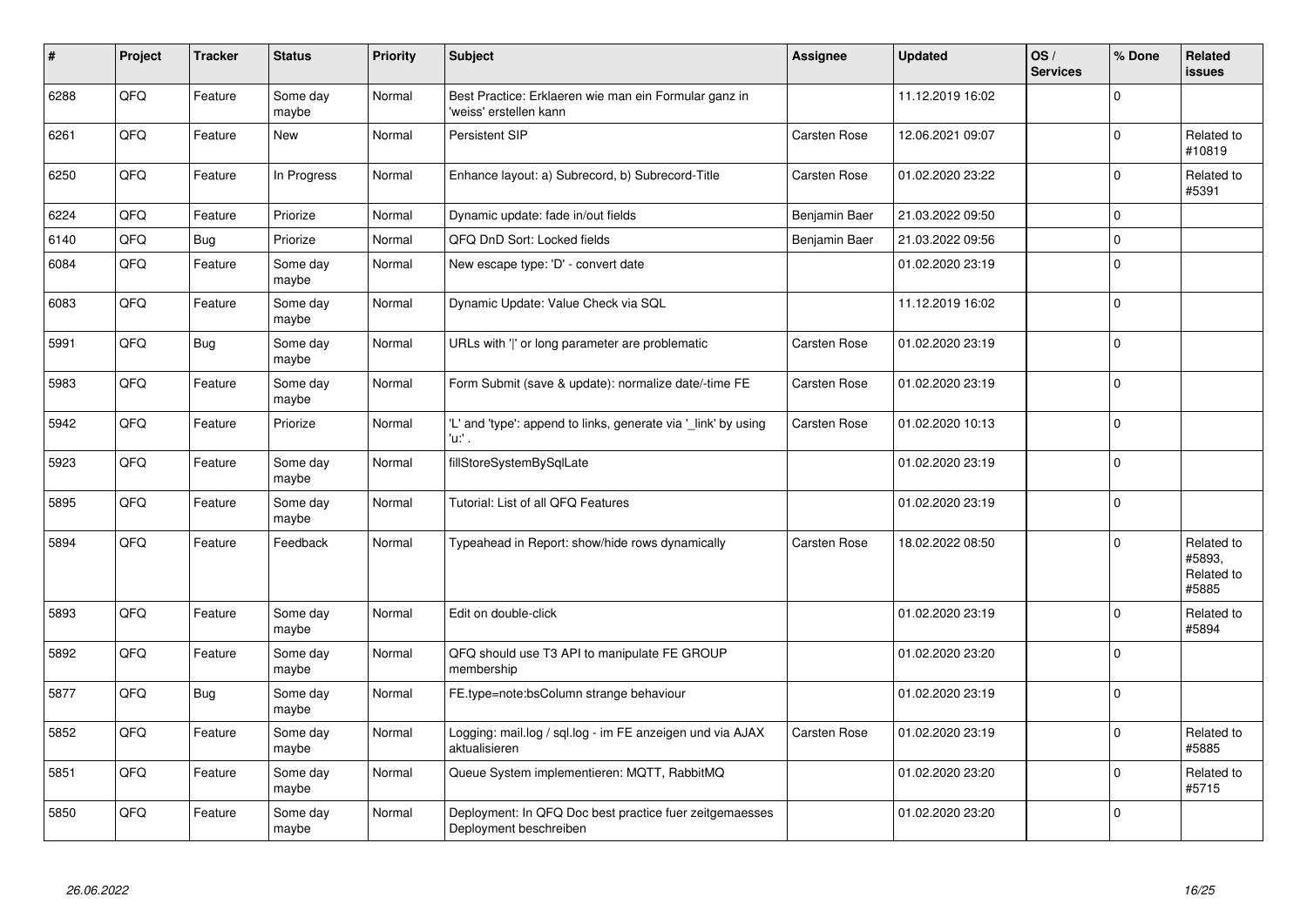| # | Project | Tracker | Status | Priority | Subject | Assignee | Updated | OS / Services | % Done | Related issues |
|---|---|---|---|---|---|---|---|---|---|---|
| 6288 | QFQ | Feature | Some day maybe | Normal | Best Practice: Erklaeren wie man ein Formular ganz in 'weiss' erstellen kann | | 11.12.2019 16:02 | | 0 | |
| 6261 | QFQ | Feature | New | Normal | Persistent SIP | Carsten Rose | 12.06.2021 09:07 | | 0 | Related to #10819 |
| 6250 | QFQ | Feature | In Progress | Normal | Enhance layout: a) Subrecord, b) Subrecord-Title | Carsten Rose | 01.02.2020 23:22 | | 0 | Related to #5391 |
| 6224 | QFQ | Feature | Priorize | Normal | Dynamic update: fade in/out fields | Benjamin Baer | 21.03.2022 09:50 | | 0 | |
| 6140 | QFQ | Bug | Priorize | Normal | QFQ DnD Sort: Locked fields | Benjamin Baer | 21.03.2022 09:56 | | 0 | |
| 6084 | QFQ | Feature | Some day maybe | Normal | New escape type: 'D' - convert date | | 01.02.2020 23:19 | | 0 | |
| 6083 | QFQ | Feature | Some day maybe | Normal | Dynamic Update: Value Check via SQL | | 11.12.2019 16:02 | | 0 | |
| 5991 | QFQ | Bug | Some day maybe | Normal | URLs with '\|' or long parameter are problematic | Carsten Rose | 01.02.2020 23:19 | | 0 | |
| 5983 | QFQ | Feature | Some day maybe | Normal | Form Submit (save & update): normalize date/-time FE | Carsten Rose | 01.02.2020 23:19 | | 0 | |
| 5942 | QFQ | Feature | Priorize | Normal | 'L' and 'type': append to links, generate via '_link' by using 'u:' . | Carsten Rose | 01.02.2020 10:13 | | 0 | |
| 5923 | QFQ | Feature | Some day maybe | Normal | fillStoreSystemBySqlLate | | 01.02.2020 23:19 | | 0 | |
| 5895 | QFQ | Feature | Some day maybe | Normal | Tutorial: List of all QFQ Features | | 01.02.2020 23:19 | | 0 | |
| 5894 | QFQ | Feature | Feedback | Normal | Typeahead in Report: show/hide rows dynamically | Carsten Rose | 18.02.2022 08:50 | | 0 | Related to #5893, Related to #5885 |
| 5893 | QFQ | Feature | Some day maybe | Normal | Edit on double-click | | 01.02.2020 23:19 | | 0 | Related to #5894 |
| 5892 | QFQ | Feature | Some day maybe | Normal | QFQ should use T3 API to manipulate FE GROUP membership | | 01.02.2020 23:20 | | 0 | |
| 5877 | QFQ | Bug | Some day maybe | Normal | FE.type=note:bsColumn strange behaviour | | 01.02.2020 23:19 | | 0 | |
| 5852 | QFQ | Feature | Some day maybe | Normal | Logging: mail.log / sql.log - im FE anzeigen und via AJAX aktualisieren | Carsten Rose | 01.02.2020 23:19 | | 0 | Related to #5885 |
| 5851 | QFQ | Feature | Some day maybe | Normal | Queue System implementieren: MQTT, RabbitMQ | | 01.02.2020 23:20 | | 0 | Related to #5715 |
| 5850 | QFQ | Feature | Some day maybe | Normal | Deployment: In QFQ Doc best practice fuer zeitgemaesses Deployment beschreiben | | 01.02.2020 23:20 | | 0 | |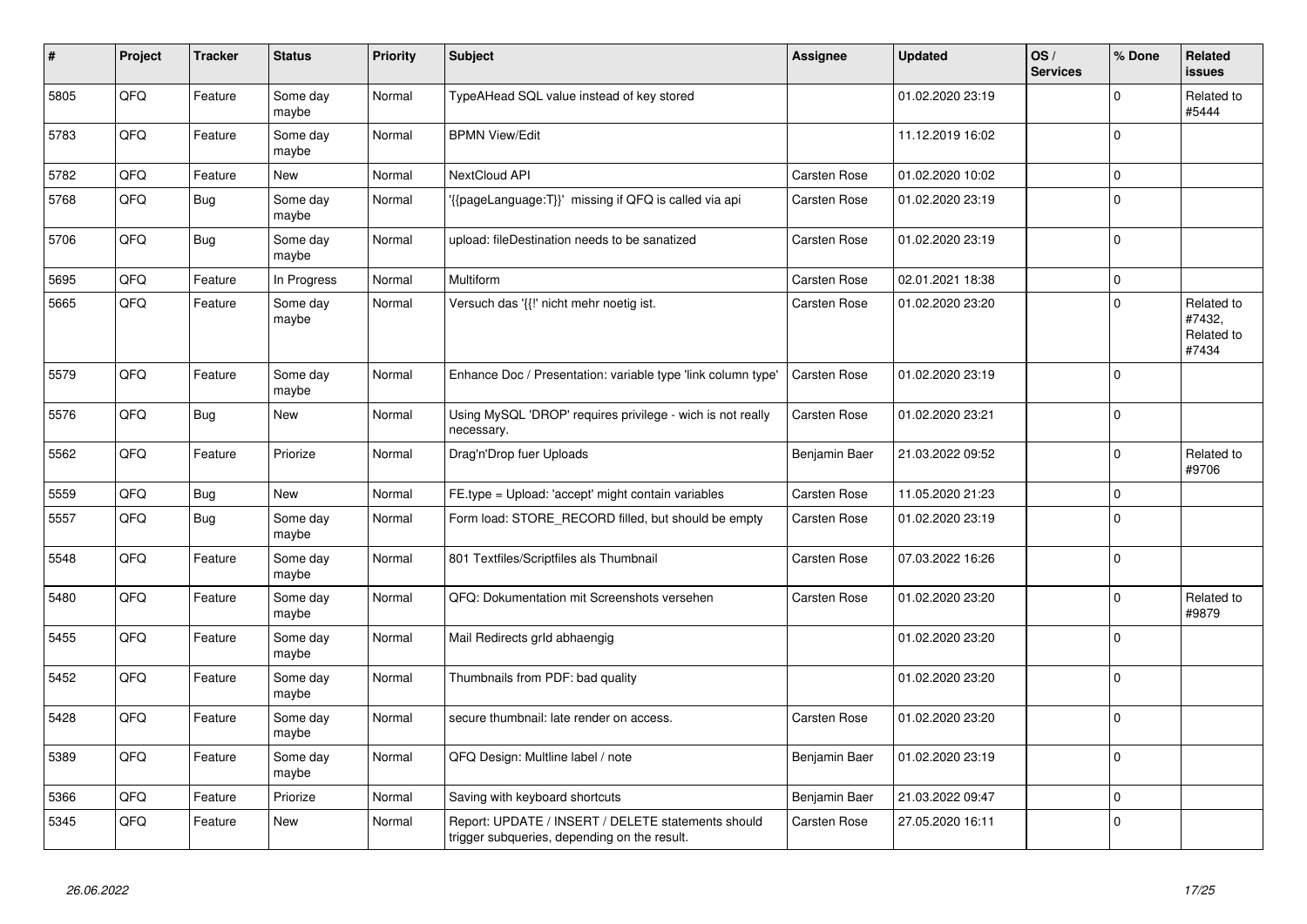| # | Project | Tracker | Status | Priority | Subject | Assignee | Updated | OS / Services | % Done | Related issues |
|---|---|---|---|---|---|---|---|---|---|---|
| 5805 | QFQ | Feature | Some day maybe | Normal | TypeAHead SQL value instead of key stored | | 01.02.2020 23:19 | | 0 | Related to #5444 |
| 5783 | QFQ | Feature | Some day maybe | Normal | BPMN View/Edit | | 11.12.2019 16:02 | | 0 | |
| 5782 | QFQ | Feature | New | Normal | NextCloud API | Carsten Rose | 01.02.2020 10:02 | | 0 | |
| 5768 | QFQ | Bug | Some day maybe | Normal | '{{pageLanguage:T}}' missing if QFQ is called via api | Carsten Rose | 01.02.2020 23:19 | | 0 | |
| 5706 | QFQ | Bug | Some day maybe | Normal | upload: fileDestination needs to be sanatized | Carsten Rose | 01.02.2020 23:19 | | 0 | |
| 5695 | QFQ | Feature | In Progress | Normal | Multiform | Carsten Rose | 02.01.2021 18:38 | | 0 | |
| 5665 | QFQ | Feature | Some day maybe | Normal | Versuch das '{{!' nicht mehr noetig ist. | Carsten Rose | 01.02.2020 23:20 | | 0 | Related to #7432, Related to #7434 |
| 5579 | QFQ | Feature | Some day maybe | Normal | Enhance Doc / Presentation: variable type 'link column type' | Carsten Rose | 01.02.2020 23:19 | | 0 | |
| 5576 | QFQ | Bug | New | Normal | Using MySQL 'DROP' requires privilege - wich is not really necessary. | Carsten Rose | 01.02.2020 23:21 | | 0 | |
| 5562 | QFQ | Feature | Priorize | Normal | Drag'n'Drop fuer Uploads | Benjamin Baer | 21.03.2022 09:52 | | 0 | Related to #9706 |
| 5559 | QFQ | Bug | New | Normal | FE.type = Upload: 'accept' might contain variables | Carsten Rose | 11.05.2020 21:23 | | 0 | |
| 5557 | QFQ | Bug | Some day maybe | Normal | Form load: STORE_RECORD filled, but should be empty | Carsten Rose | 01.02.2020 23:19 | | 0 | |
| 5548 | QFQ | Feature | Some day maybe | Normal | 801 Textfiles/Scriptfiles als Thumbnail | Carsten Rose | 07.03.2022 16:26 | | 0 | |
| 5480 | QFQ | Feature | Some day maybe | Normal | QFQ: Dokumentation mit Screenshots versehen | Carsten Rose | 01.02.2020 23:20 | | 0 | Related to #9879 |
| 5455 | QFQ | Feature | Some day maybe | Normal | Mail Redirects grId abhaengig | | 01.02.2020 23:20 | | 0 | |
| 5452 | QFQ | Feature | Some day maybe | Normal | Thumbnails from PDF: bad quality | | 01.02.2020 23:20 | | 0 | |
| 5428 | QFQ | Feature | Some day maybe | Normal | secure thumbnail: late render on access. | Carsten Rose | 01.02.2020 23:20 | | 0 | |
| 5389 | QFQ | Feature | Some day maybe | Normal | QFQ Design: Multline label / note | Benjamin Baer | 01.02.2020 23:19 | | 0 | |
| 5366 | QFQ | Feature | Priorize | Normal | Saving with keyboard shortcuts | Benjamin Baer | 21.03.2022 09:47 | | 0 | |
| 5345 | QFQ | Feature | New | Normal | Report: UPDATE / INSERT / DELETE statements should trigger subqueries, depending on the result. | Carsten Rose | 27.05.2020 16:11 | | 0 | |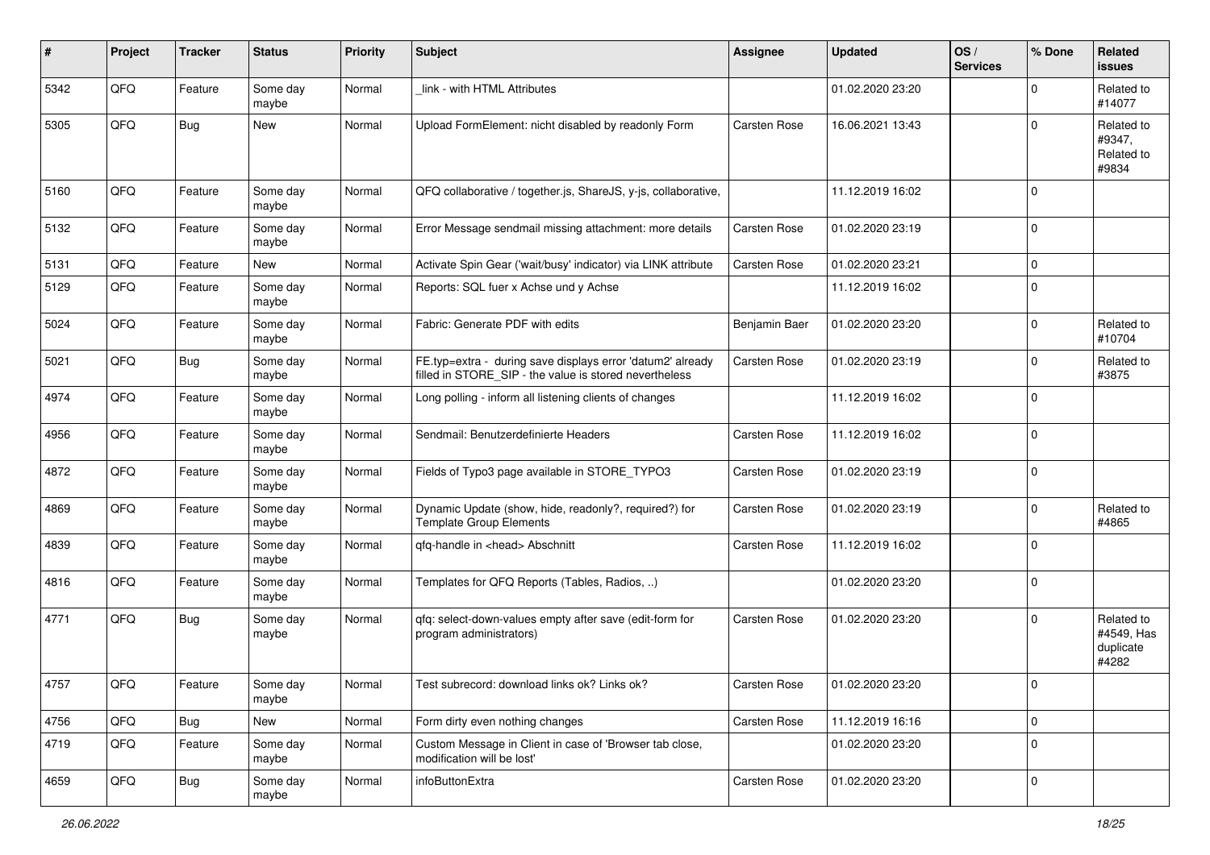| # | Project | Tracker | Status | Priority | Subject | Assignee | Updated | OS / Services | % Done | Related issues |
|---|---|---|---|---|---|---|---|---|---|---|
| 5342 | QFQ | Feature | Some day maybe | Normal | _link - with HTML Attributes | | 01.02.2020 23:20 | | 0 | Related to #14077 |
| 5305 | QFQ | Bug | New | Normal | Upload FormElement: nicht disabled by readonly Form | Carsten Rose | 16.06.2021 13:43 | | 0 | Related to #9347, Related to #9834 |
| 5160 | QFQ | Feature | Some day maybe | Normal | QFQ collaborative / together.js, ShareJS, y-js, collaborative, | | 11.12.2019 16:02 | | 0 | |
| 5132 | QFQ | Feature | Some day maybe | Normal | Error Message sendmail missing attachment: more details | Carsten Rose | 01.02.2020 23:19 | | 0 | |
| 5131 | QFQ | Feature | New | Normal | Activate Spin Gear ('wait/busy' indicator) via LINK attribute | Carsten Rose | 01.02.2020 23:21 | | 0 | |
| 5129 | QFQ | Feature | Some day maybe | Normal | Reports: SQL fuer x Achse und y Achse | | 11.12.2019 16:02 | | 0 | |
| 5024 | QFQ | Feature | Some day maybe | Normal | Fabric: Generate PDF with edits | Benjamin Baer | 01.02.2020 23:20 | | 0 | Related to #10704 |
| 5021 | QFQ | Bug | Some day maybe | Normal | FE.typ=extra - during save displays error 'datum2' already filled in STORE_SIP - the value is stored nevertheless | Carsten Rose | 01.02.2020 23:19 | | 0 | Related to #3875 |
| 4974 | QFQ | Feature | Some day maybe | Normal | Long polling - inform all listening clients of changes | | 11.12.2019 16:02 | | 0 | |
| 4956 | QFQ | Feature | Some day maybe | Normal | Sendmail: Benutzerdefinierte Headers | Carsten Rose | 11.12.2019 16:02 | | 0 | |
| 4872 | QFQ | Feature | Some day maybe | Normal | Fields of Typo3 page available in STORE_TYPO3 | Carsten Rose | 01.02.2020 23:19 | | 0 | |
| 4869 | QFQ | Feature | Some day maybe | Normal | Dynamic Update (show, hide, readonly?, required?) for Template Group Elements | Carsten Rose | 01.02.2020 23:19 | | 0 | Related to #4865 |
| 4839 | QFQ | Feature | Some day maybe | Normal | qfq-handle in <head> Abschnitt | Carsten Rose | 11.12.2019 16:02 | | 0 | |
| 4816 | QFQ | Feature | Some day maybe | Normal | Templates for QFQ Reports (Tables, Radios, ..) | | 01.02.2020 23:20 | | 0 | |
| 4771 | QFQ | Bug | Some day maybe | Normal | qfq: select-down-values empty after save (edit-form for program administrators) | Carsten Rose | 01.02.2020 23:20 | | 0 | Related to #4549, Has duplicate #4282 |
| 4757 | QFQ | Feature | Some day maybe | Normal | Test subrecord: download links ok? Links ok? | Carsten Rose | 01.02.2020 23:20 | | 0 | |
| 4756 | QFQ | Bug | New | Normal | Form dirty even nothing changes | Carsten Rose | 11.12.2019 16:16 | | 0 | |
| 4719 | QFQ | Feature | Some day maybe | Normal | Custom Message in Client in case of 'Browser tab close, modification will be lost' | | 01.02.2020 23:20 | | 0 | |
| 4659 | QFQ | Bug | Some day maybe | Normal | infoButtonExtra | Carsten Rose | 01.02.2020 23:20 | | 0 | |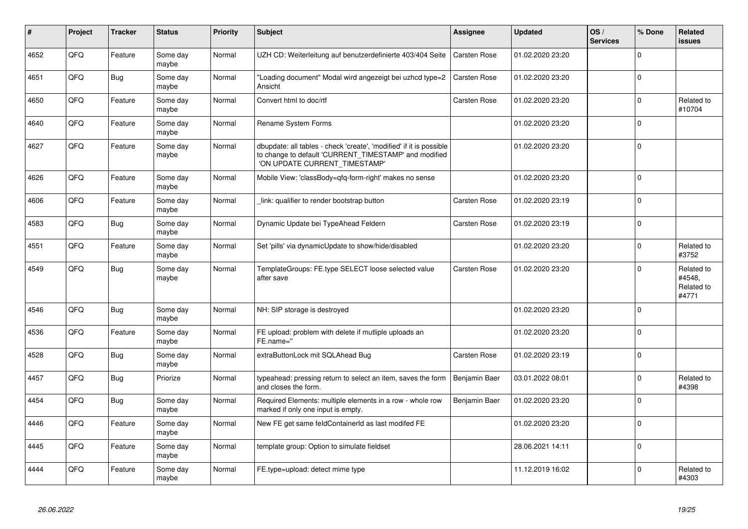| # | Project | Tracker | Status | Priority | Subject | Assignee | Updated | OS / Services | % Done | Related issues |
|---|---|---|---|---|---|---|---|---|---|---|
| 4652 | QFQ | Feature | Some day maybe | Normal | UZH CD: Weiterleitung auf benutzerdefinierte 403/404 Seite | Carsten Rose | 01.02.2020 23:20 | | 0 | |
| 4651 | QFQ | Bug | Some day maybe | Normal | "Loading document" Modal wird angezeigt bei uzhcd type=2 Ansicht | Carsten Rose | 01.02.2020 23:20 | | 0 | |
| 4650 | QFQ | Feature | Some day maybe | Normal | Convert html to doc/rtf | Carsten Rose | 01.02.2020 23:20 | | 0 | Related to #10704 |
| 4640 | QFQ | Feature | Some day maybe | Normal | Rename System Forms | | 01.02.2020 23:20 | | 0 | |
| 4627 | QFQ | Feature | Some day maybe | Normal | dbupdate: all tables - check 'create', 'modified' if it is possible to change to default 'CURRENT_TIMESTAMP' and modified 'ON UPDATE CURRENT_TIMESTAMP' | | 01.02.2020 23:20 | | 0 | |
| 4626 | QFQ | Feature | Some day maybe | Normal | Mobile View: 'classBody=qfq-form-right' makes no sense | | 01.02.2020 23:20 | | 0 | |
| 4606 | QFQ | Feature | Some day maybe | Normal | _link: qualifier to render bootstrap button | Carsten Rose | 01.02.2020 23:19 | | 0 | |
| 4583 | QFQ | Bug | Some day maybe | Normal | Dynamic Update bei TypeAhead Feldern | Carsten Rose | 01.02.2020 23:19 | | 0 | |
| 4551 | QFQ | Feature | Some day maybe | Normal | Set 'pills' via dynamicUpdate to show/hide/disabled | | 01.02.2020 23:20 | | 0 | Related to #3752 |
| 4549 | QFQ | Bug | Some day maybe | Normal | TemplateGroups: FE.type SELECT loose selected value after save | Carsten Rose | 01.02.2020 23:20 | | 0 | Related to #4548, Related to #4771 |
| 4546 | QFQ | Bug | Some day maybe | Normal | NH: SIP storage is destroyed | | 01.02.2020 23:20 | | 0 | |
| 4536 | QFQ | Feature | Some day maybe | Normal | FE upload: problem with delete if mutliple uploads an FE.name=" | | 01.02.2020 23:20 | | 0 | |
| 4528 | QFQ | Bug | Some day maybe | Normal | extraButtonLock mit SQLAhead Bug | Carsten Rose | 01.02.2020 23:19 | | 0 | |
| 4457 | QFQ | Bug | Priorize | Normal | typeahead: pressing return to select an item, saves the form and closes the form. | Benjamin Baer | 03.01.2022 08:01 | | 0 | Related to #4398 |
| 4454 | QFQ | Bug | Some day maybe | Normal | Required Elements: multiple elements in a row - whole row marked if only one input is empty. | Benjamin Baer | 01.02.2020 23:20 | | 0 | |
| 4446 | QFQ | Feature | Some day maybe | Normal | New FE get same feldContainerId as last modifed FE | | 01.02.2020 23:20 | | 0 | |
| 4445 | QFQ | Feature | Some day maybe | Normal | template group: Option to simulate fieldset | | 28.06.2021 14:11 | | 0 | |
| 4444 | QFQ | Feature | Some day maybe | Normal | FE.type=upload: detect mime type | | 11.12.2019 16:02 | | 0 | Related to #4303 |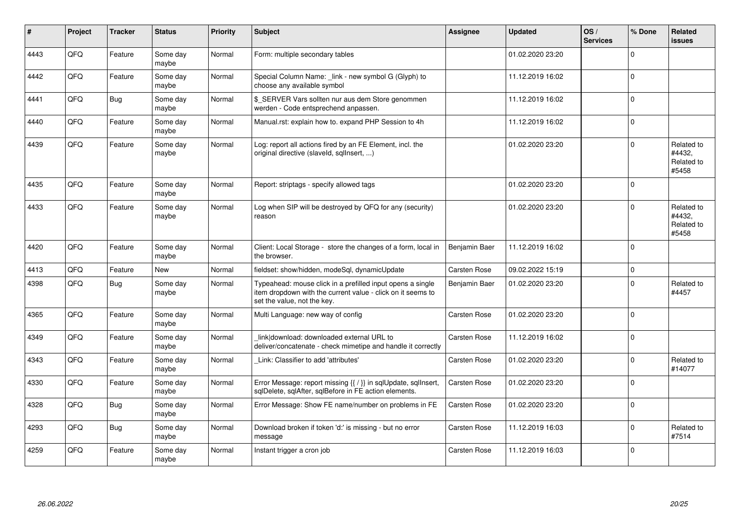| # | Project | Tracker | Status | Priority | Subject | Assignee | Updated | OS / Services | % Done | Related issues |
|---|---|---|---|---|---|---|---|---|---|---|
| 4443 | QFQ | Feature | Some day maybe | Normal | Form: multiple secondary tables | | 01.02.2020 23:20 | | 0 | |
| 4442 | QFQ | Feature | Some day maybe | Normal | Special Column Name: _link - new symbol G (Glyph) to choose any available symbol | | 11.12.2019 16:02 | | 0 | |
| 4441 | QFQ | Bug | Some day maybe | Normal | $_SERVER Vars sollten nur aus dem Store genommen werden - Code entsprechend anpassen. | | 11.12.2019 16:02 | | 0 | |
| 4440 | QFQ | Feature | Some day maybe | Normal | Manual.rst: explain how to. expand PHP Session to 4h | | 11.12.2019 16:02 | | 0 | |
| 4439 | QFQ | Feature | Some day maybe | Normal | Log: report all actions fired by an FE Element, incl. the original directive (slaveId, sqlInsert, ...) | | 01.02.2020 23:20 | | 0 | Related to #4432, Related to #5458 |
| 4435 | QFQ | Feature | Some day maybe | Normal | Report: striptags - specify allowed tags | | 01.02.2020 23:20 | | 0 | |
| 4433 | QFQ | Feature | Some day maybe | Normal | Log when SIP will be destroyed by QFQ for any (security) reason | | 01.02.2020 23:20 | | 0 | Related to #4432, Related to #5458 |
| 4420 | QFQ | Feature | Some day maybe | Normal | Client: Local Storage - store the changes of a form, local in the browser. | Benjamin Baer | 11.12.2019 16:02 | | 0 | |
| 4413 | QFQ | Feature | New | Normal | fieldset: show/hidden, modeSql, dynamicUpdate | Carsten Rose | 09.02.2022 15:19 | | 0 | |
| 4398 | QFQ | Bug | Some day maybe | Normal | Typeahead: mouse click in a prefilled input opens a single item dropdown with the current value - click on it seems to set the value, not the key. | Benjamin Baer | 01.02.2020 23:20 | | 0 | Related to #4457 |
| 4365 | QFQ | Feature | Some day maybe | Normal | Multi Language: new way of config | Carsten Rose | 01.02.2020 23:20 | | 0 | |
| 4349 | QFQ | Feature | Some day maybe | Normal | _link\|download: downloaded external URL to deliver/concatenate - check mimetipe and handle it correctly | Carsten Rose | 11.12.2019 16:02 | | 0 | |
| 4343 | QFQ | Feature | Some day maybe | Normal | _Link: Classifier to add 'attributes' | Carsten Rose | 01.02.2020 23:20 | | 0 | Related to #14077 |
| 4330 | QFQ | Feature | Some day maybe | Normal | Error Message: report missing {{ / }} in sqlUpdate, sqlInsert, sqlDelete, sqlAfter, sqlBefore in FE action elements. | Carsten Rose | 01.02.2020 23:20 | | 0 | |
| 4328 | QFQ | Bug | Some day maybe | Normal | Error Message: Show FE name/number on problems in FE | Carsten Rose | 01.02.2020 23:20 | | 0 | |
| 4293 | QFQ | Bug | Some day maybe | Normal | Download broken if token 'd:' is missing - but no error message | Carsten Rose | 11.12.2019 16:03 | | 0 | Related to #7514 |
| 4259 | QFQ | Feature | Some day maybe | Normal | Instant trigger a cron job | Carsten Rose | 11.12.2019 16:03 | | 0 | |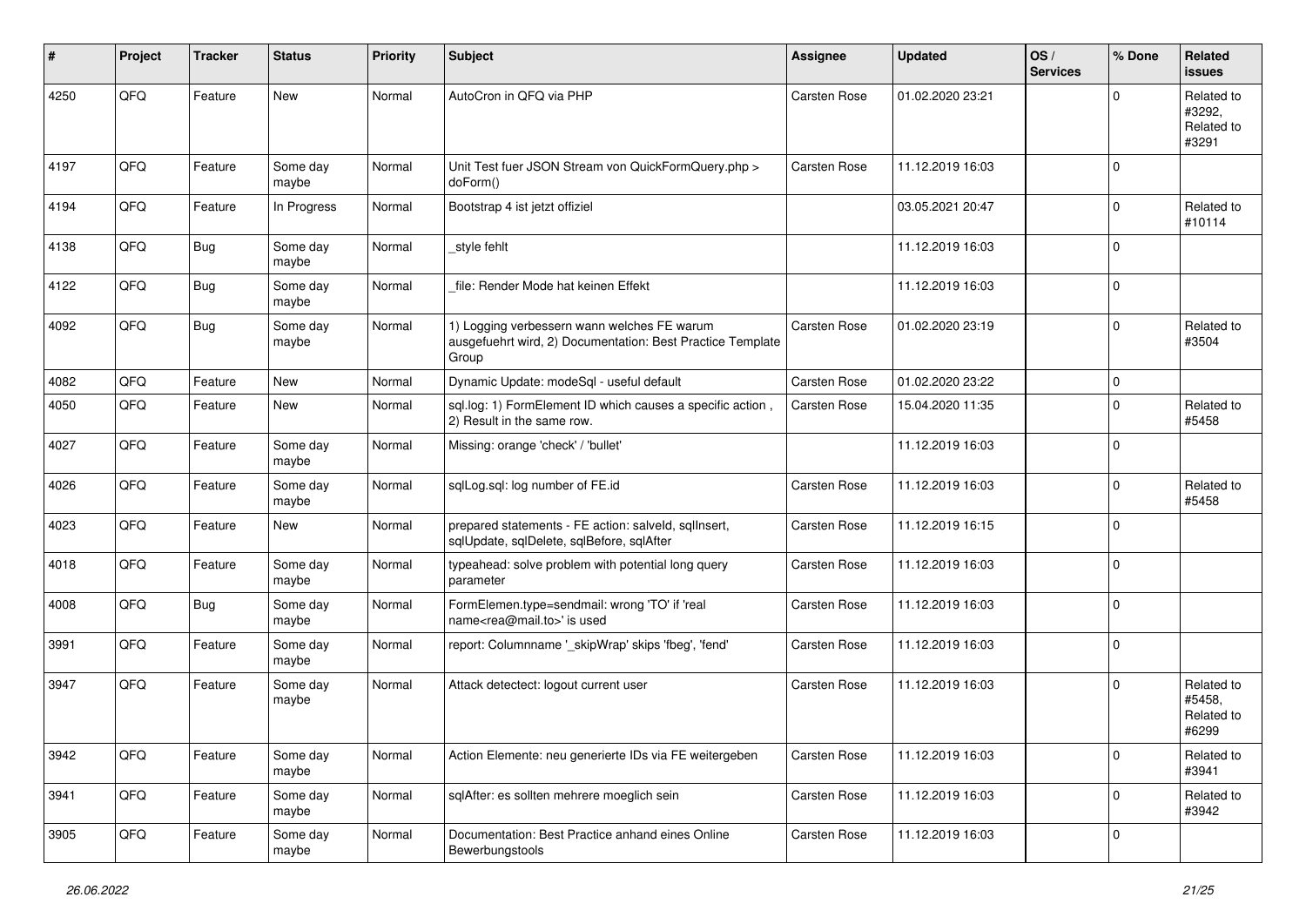| # | Project | Tracker | Status | Priority | Subject | Assignee | Updated | OS / Services | % Done | Related issues |
|---|---|---|---|---|---|---|---|---|---|---|
| 4250 | QFQ | Feature | New | Normal | AutoCron in QFQ via PHP | Carsten Rose | 01.02.2020 23:21 | | 0 | Related to #3292, Related to #3291 |
| 4197 | QFQ | Feature | Some day maybe | Normal | Unit Test fuer JSON Stream von QuickFormQuery.php > doForm() | Carsten Rose | 11.12.2019 16:03 | | 0 | |
| 4194 | QFQ | Feature | In Progress | Normal | Bootstrap 4 ist jetzt offiziel | | 03.05.2021 20:47 | | 0 | Related to #10114 |
| 4138 | QFQ | Bug | Some day maybe | Normal | _style fehlt | | 11.12.2019 16:03 | | 0 | |
| 4122 | QFQ | Bug | Some day maybe | Normal | _file: Render Mode hat keinen Effekt | | 11.12.2019 16:03 | | 0 | |
| 4092 | QFQ | Bug | Some day maybe | Normal | 1) Logging verbessern wann welches FE warum ausgefuehrt wird, 2) Documentation: Best Practice Template Group | Carsten Rose | 01.02.2020 23:19 | | 0 | Related to #3504 |
| 4082 | QFQ | Feature | New | Normal | Dynamic Update: modeSql - useful default | Carsten Rose | 01.02.2020 23:22 | | 0 | |
| 4050 | QFQ | Feature | New | Normal | sql.log: 1) FormElement ID which causes a specific action , 2) Result in the same row. | Carsten Rose | 15.04.2020 11:35 | | 0 | Related to #5458 |
| 4027 | QFQ | Feature | Some day maybe | Normal | Missing: orange 'check' / 'bullet' | | 11.12.2019 16:03 | | 0 | |
| 4026 | QFQ | Feature | Some day maybe | Normal | sqlLog.sql: log number of FE.id | Carsten Rose | 11.12.2019 16:03 | | 0 | Related to #5458 |
| 4023 | QFQ | Feature | New | Normal | prepared statements - FE action: salveld, sqlInsert, sqlUpdate, sqlDelete, sqlBefore, sqlAfter | Carsten Rose | 11.12.2019 16:15 | | 0 | |
| 4018 | QFQ | Feature | Some day maybe | Normal | typeahead: solve problem with potential long query parameter | Carsten Rose | 11.12.2019 16:03 | | 0 | |
| 4008 | QFQ | Bug | Some day maybe | Normal | FormElemen.type=sendmail: wrong 'TO' if 'real name<rea@mail.to>' is used | Carsten Rose | 11.12.2019 16:03 | | 0 | |
| 3991 | QFQ | Feature | Some day maybe | Normal | report: Columnname '_skipWrap' skips 'fbeg', 'fend' | Carsten Rose | 11.12.2019 16:03 | | 0 | |
| 3947 | QFQ | Feature | Some day maybe | Normal | Attack detectect: logout current user | Carsten Rose | 11.12.2019 16:03 | | 0 | Related to #5458, Related to #6299 |
| 3942 | QFQ | Feature | Some day maybe | Normal | Action Elemente: neu generierte IDs via FE weitergeben | Carsten Rose | 11.12.2019 16:03 | | 0 | Related to #3941 |
| 3941 | QFQ | Feature | Some day maybe | Normal | sqlAfter: es sollten mehrere moeglich sein | Carsten Rose | 11.12.2019 16:03 | | 0 | Related to #3942 |
| 3905 | QFQ | Feature | Some day maybe | Normal | Documentation: Best Practice anhand eines Online Bewerbungstools | Carsten Rose | 11.12.2019 16:03 | | 0 | |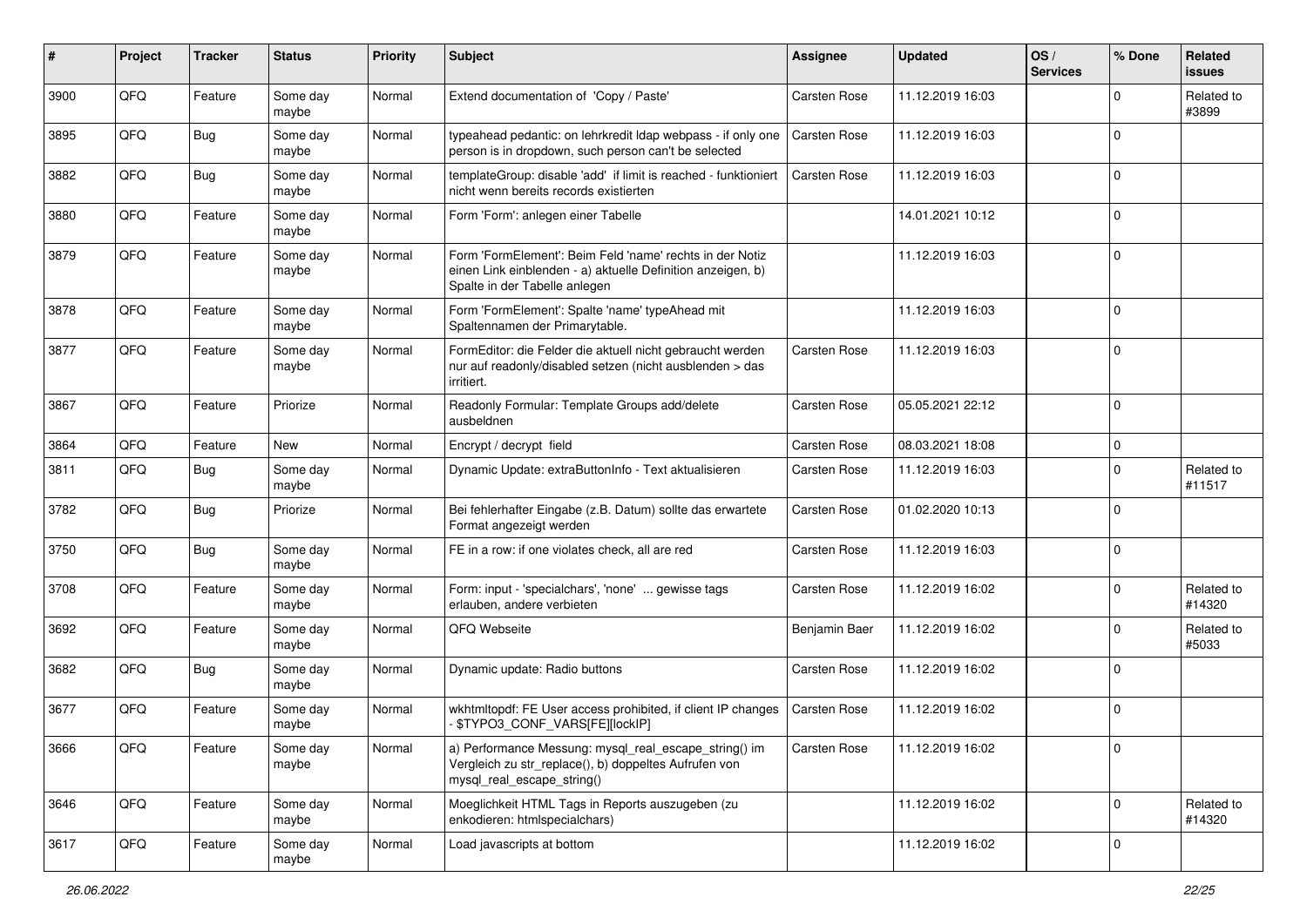| # | Project | Tracker | Status | Priority | Subject | Assignee | Updated | OS / Services | % Done | Related issues |
|---|---|---|---|---|---|---|---|---|---|---|
| 3900 | QFQ | Feature | Some day maybe | Normal | Extend documentation of 'Copy / Paste' | Carsten Rose | 11.12.2019 16:03 | | 0 | Related to #3899 |
| 3895 | QFQ | Bug | Some day maybe | Normal | typeahead pedantic: on lehrkredit ldap webpass - if only one person is in dropdown, such person can't be selected | Carsten Rose | 11.12.2019 16:03 | | 0 | |
| 3882 | QFQ | Bug | Some day maybe | Normal | templateGroup: disable 'add' if limit is reached - funktioniert nicht wenn bereits records existierten | Carsten Rose | 11.12.2019 16:03 | | 0 | |
| 3880 | QFQ | Feature | Some day maybe | Normal | Form 'Form': anlegen einer Tabelle | | 14.01.2021 10:12 | | 0 | |
| 3879 | QFQ | Feature | Some day maybe | Normal | Form 'FormElement': Beim Feld 'name' rechts in der Notiz einen Link einblenden - a) aktuelle Definition anzeigen, b) Spalte in der Tabelle anlegen | | 11.12.2019 16:03 | | 0 | |
| 3878 | QFQ | Feature | Some day maybe | Normal | Form 'FormElement': Spalte 'name' typeAhead mit Spaltennamen der Primarytable. | | 11.12.2019 16:03 | | 0 | |
| 3877 | QFQ | Feature | Some day maybe | Normal | FormEditor: die Felder die aktuell nicht gebraucht werden nur auf readonly/disabled setzen (nicht ausblenden > das irritiert. | Carsten Rose | 11.12.2019 16:03 | | 0 | |
| 3867 | QFQ | Feature | Priorize | Normal | Readonly Formular: Template Groups add/delete ausbeldnen | Carsten Rose | 05.05.2021 22:12 | | 0 | |
| 3864 | QFQ | Feature | New | Normal | Encrypt / decrypt field | Carsten Rose | 08.03.2021 18:08 | | 0 | |
| 3811 | QFQ | Bug | Some day maybe | Normal | Dynamic Update: extraButtonInfo - Text aktualisieren | Carsten Rose | 11.12.2019 16:03 | | 0 | Related to #11517 |
| 3782 | QFQ | Bug | Priorize | Normal | Bei fehlerhafter Eingabe (z.B. Datum) sollte das erwartete Format angezeigt werden | Carsten Rose | 01.02.2020 10:13 | | 0 | |
| 3750 | QFQ | Bug | Some day maybe | Normal | FE in a row: if one violates check, all are red | Carsten Rose | 11.12.2019 16:03 | | 0 | |
| 3708 | QFQ | Feature | Some day maybe | Normal | Form: input - 'specialchars', 'none' ... gewisse tags erlauben, andere verbieten | Carsten Rose | 11.12.2019 16:02 | | 0 | Related to #14320 |
| 3692 | QFQ | Feature | Some day maybe | Normal | QFQ Webseite | Benjamin Baer | 11.12.2019 16:02 | | 0 | Related to #5033 |
| 3682 | QFQ | Bug | Some day maybe | Normal | Dynamic update: Radio buttons | Carsten Rose | 11.12.2019 16:02 | | 0 | |
| 3677 | QFQ | Feature | Some day maybe | Normal | wkhtmltopdf: FE User access prohibited, if client IP changes - $TYPO3_CONF_VARS[FE][lockIP] | Carsten Rose | 11.12.2019 16:02 | | 0 | |
| 3666 | QFQ | Feature | Some day maybe | Normal | a) Performance Messung: mysql_real_escape_string() im Vergleich zu str_replace(), b) doppeltes Aufrufen von mysql_real_escape_string() | Carsten Rose | 11.12.2019 16:02 | | 0 | |
| 3646 | QFQ | Feature | Some day maybe | Normal | Moeglichkeit HTML Tags in Reports auszugeben (zu enkodieren: htmlspecialchars) | | 11.12.2019 16:02 | | 0 | Related to #14320 |
| 3617 | QFQ | Feature | Some day maybe | Normal | Load javascripts at bottom | | 11.12.2019 16:02 | | 0 | |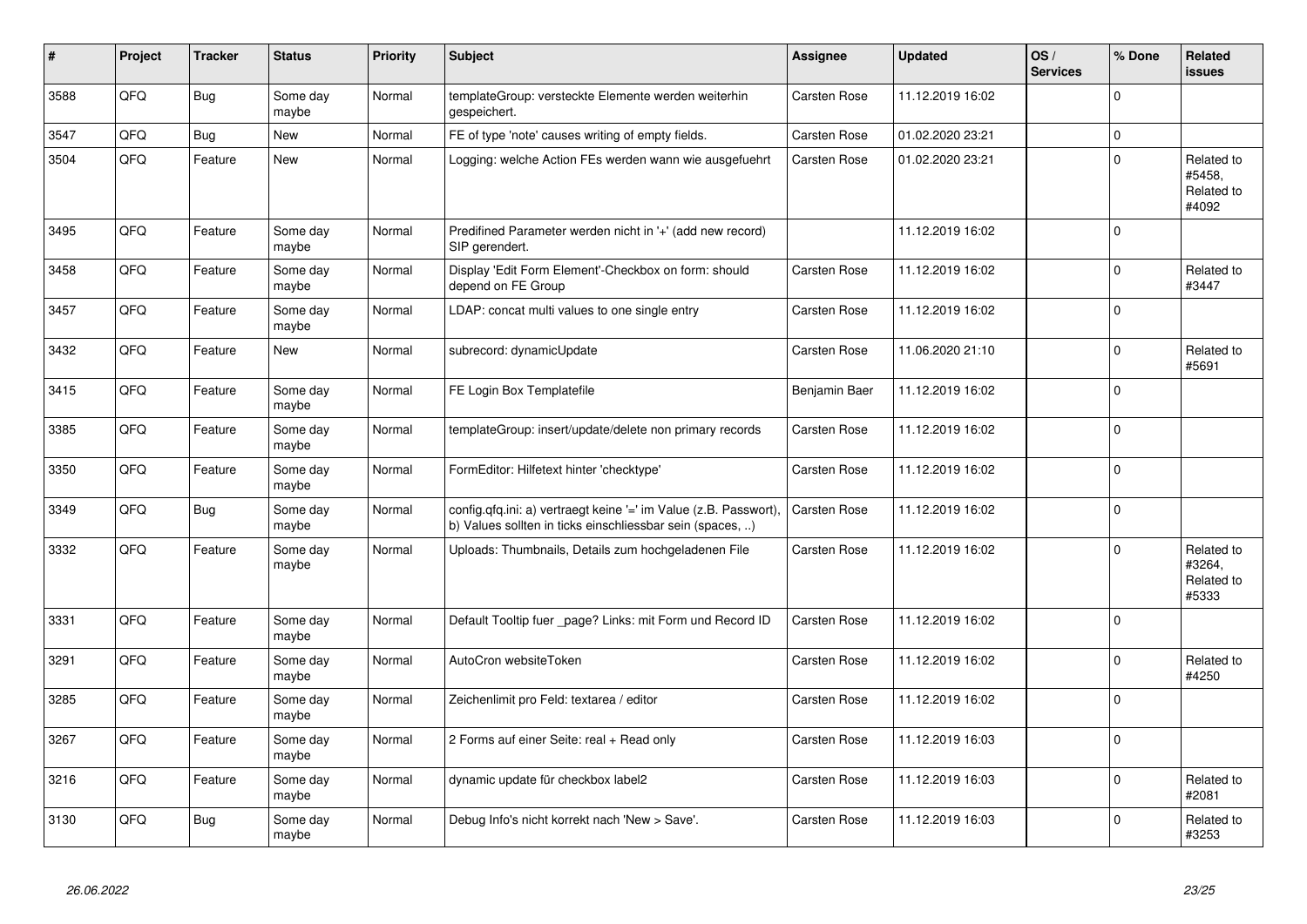| # | Project | Tracker | Status | Priority | Subject | Assignee | Updated | OS / Services | % Done | Related issues |
|---|---|---|---|---|---|---|---|---|---|---|
| 3588 | QFQ | Bug | Some day maybe | Normal | templateGroup: versteckte Elemente werden weiterhin gespeichert. | Carsten Rose | 11.12.2019 16:02 | | 0 | |
| 3547 | QFQ | Bug | New | Normal | FE of type 'note' causes writing of empty fields. | Carsten Rose | 01.02.2020 23:21 | | 0 | |
| 3504 | QFQ | Feature | New | Normal | Logging: welche Action FEs werden wann wie ausgefuehrt | Carsten Rose | 01.02.2020 23:21 | | 0 | Related to #5458, Related to #4092 |
| 3495 | QFQ | Feature | Some day maybe | Normal | Predifined Parameter werden nicht in '+' (add new record) SIP gerendert. | | 11.12.2019 16:02 | | 0 | |
| 3458 | QFQ | Feature | Some day maybe | Normal | Display 'Edit Form Element'-Checkbox on form: should depend on FE Group | Carsten Rose | 11.12.2019 16:02 | | 0 | Related to #3447 |
| 3457 | QFQ | Feature | Some day maybe | Normal | LDAP: concat multi values to one single entry | Carsten Rose | 11.12.2019 16:02 | | 0 | |
| 3432 | QFQ | Feature | New | Normal | subrecord: dynamicUpdate | Carsten Rose | 11.06.2020 21:10 | | 0 | Related to #5691 |
| 3415 | QFQ | Feature | Some day maybe | Normal | FE Login Box Templatefile | Benjamin Baer | 11.12.2019 16:02 | | 0 | |
| 3385 | QFQ | Feature | Some day maybe | Normal | templateGroup: insert/update/delete non primary records | Carsten Rose | 11.12.2019 16:02 | | 0 | |
| 3350 | QFQ | Feature | Some day maybe | Normal | FormEditor: Hilfetext hinter 'checktype' | Carsten Rose | 11.12.2019 16:02 | | 0 | |
| 3349 | QFQ | Bug | Some day maybe | Normal | config.qfq.ini: a) vertraegt keine '=' im Value (z.B. Passwort), b) Values sollten in ticks einschliessbar sein (spaces, ..) | Carsten Rose | 11.12.2019 16:02 | | 0 | |
| 3332 | QFQ | Feature | Some day maybe | Normal | Uploads: Thumbnails, Details zum hochgeladenen File | Carsten Rose | 11.12.2019 16:02 | | 0 | Related to #3264, Related to #5333 |
| 3331 | QFQ | Feature | Some day maybe | Normal | Default Tooltip fuer _page? Links: mit Form und Record ID | Carsten Rose | 11.12.2019 16:02 | | 0 | |
| 3291 | QFQ | Feature | Some day maybe | Normal | AutoCron websiteToken | Carsten Rose | 11.12.2019 16:02 | | 0 | Related to #4250 |
| 3285 | QFQ | Feature | Some day maybe | Normal | Zeichenlimit pro Feld: textarea / editor | Carsten Rose | 11.12.2019 16:02 | | 0 | |
| 3267 | QFQ | Feature | Some day maybe | Normal | 2 Forms auf einer Seite: real + Read only | Carsten Rose | 11.12.2019 16:03 | | 0 | |
| 3216 | QFQ | Feature | Some day maybe | Normal | dynamic update für checkbox label2 | Carsten Rose | 11.12.2019 16:03 | | 0 | Related to #2081 |
| 3130 | QFQ | Bug | Some day maybe | Normal | Debug Info's nicht korrekt nach 'New > Save'. | Carsten Rose | 11.12.2019 16:03 | | 0 | Related to #3253 |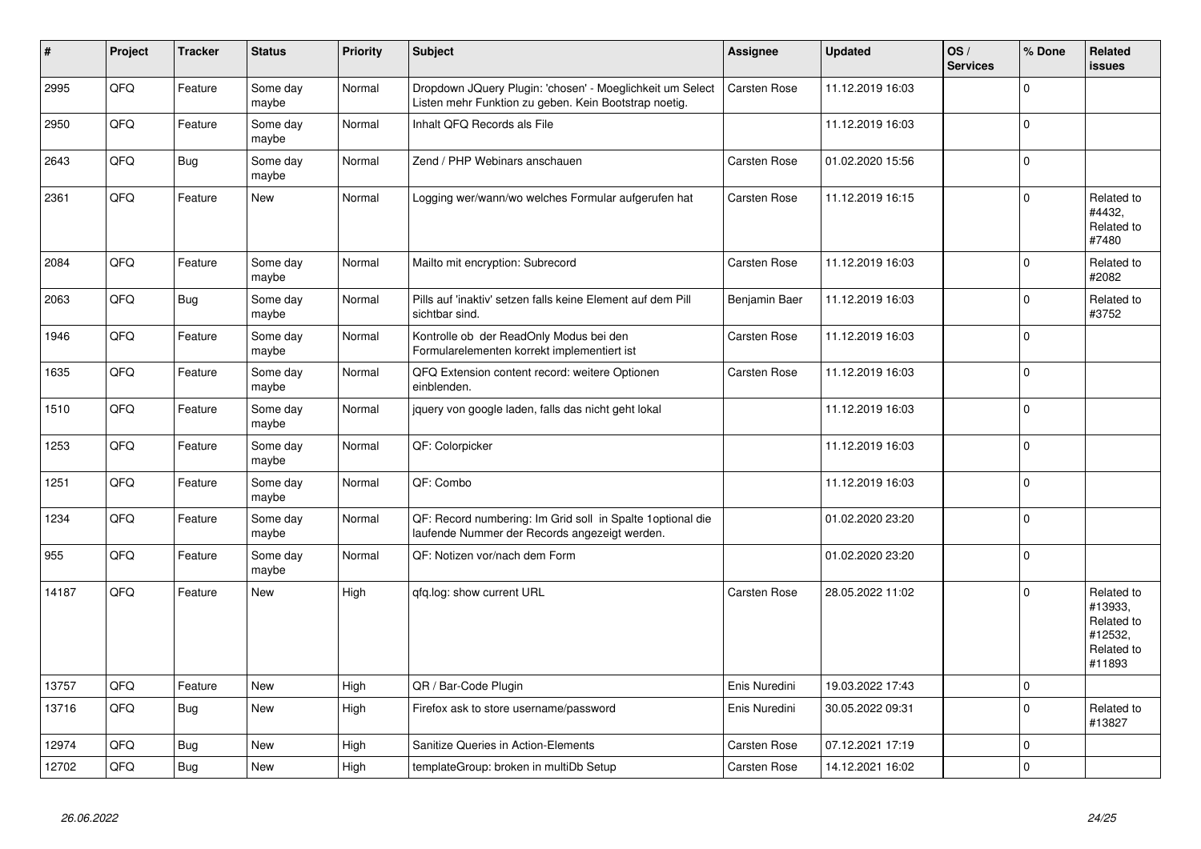| # | Project | Tracker | Status | Priority | Subject | Assignee | Updated | OS / Services | % Done | Related issues |
|---|---|---|---|---|---|---|---|---|---|---|
| 2995 | QFQ | Feature | Some day maybe | Normal | Dropdown JQuery Plugin: 'chosen' - Moeglichkeit um Select Listen mehr Funktion zu geben. Kein Bootstrap noetig. | Carsten Rose | 11.12.2019 16:03 | | 0 | |
| 2950 | QFQ | Feature | Some day maybe | Normal | Inhalt QFQ Records als File | | 11.12.2019 16:03 | | 0 | |
| 2643 | QFQ | Bug | Some day maybe | Normal | Zend / PHP Webinars anschauen | Carsten Rose | 01.02.2020 15:56 | | 0 | |
| 2361 | QFQ | Feature | New | Normal | Logging wer/wann/wo welches Formular aufgerufen hat | Carsten Rose | 11.12.2019 16:15 | | 0 | Related to #4432, Related to #7480 |
| 2084 | QFQ | Feature | Some day maybe | Normal | Mailto mit encryption: Subrecord | Carsten Rose | 11.12.2019 16:03 | | 0 | Related to #2082 |
| 2063 | QFQ | Bug | Some day maybe | Normal | Pills auf 'inaktiv' setzen falls keine Element auf dem Pill sichtbar sind. | Benjamin Baer | 11.12.2019 16:03 | | 0 | Related to #3752 |
| 1946 | QFQ | Feature | Some day maybe | Normal | Kontrolle ob der ReadOnly Modus bei den Formularelementen korrekt implementiert ist | Carsten Rose | 11.12.2019 16:03 | | 0 | |
| 1635 | QFQ | Feature | Some day maybe | Normal | QFQ Extension content record: weitere Optionen einblenden. | Carsten Rose | 11.12.2019 16:03 | | 0 | |
| 1510 | QFQ | Feature | Some day maybe | Normal | jquery von google laden, falls das nicht geht lokal | | 11.12.2019 16:03 | | 0 | |
| 1253 | QFQ | Feature | Some day maybe | Normal | QF: Colorpicker | | 11.12.2019 16:03 | | 0 | |
| 1251 | QFQ | Feature | Some day maybe | Normal | QF: Combo | | 11.12.2019 16:03 | | 0 | |
| 1234 | QFQ | Feature | Some day maybe | Normal | QF: Record numbering: Im Grid soll in Spalte 1optional die laufende Nummer der Records angezeigt werden. | | 01.02.2020 23:20 | | 0 | |
| 955 | QFQ | Feature | Some day maybe | Normal | QF: Notizen vor/nach dem Form | | 01.02.2020 23:20 | | 0 | |
| 14187 | QFQ | Feature | New | High | qfq.log: show current URL | Carsten Rose | 28.05.2022 11:02 | | 0 | Related to #13933, Related to #12532, Related to #11893 |
| 13757 | QFQ | Feature | New | High | QR / Bar-Code Plugin | Enis Nuredini | 19.03.2022 17:43 | | 0 | |
| 13716 | QFQ | Bug | New | High | Firefox ask to store username/password | Enis Nuredini | 30.05.2022 09:31 | | 0 | Related to #13827 |
| 12974 | QFQ | Bug | New | High | Sanitize Queries in Action-Elements | Carsten Rose | 07.12.2021 17:19 | | 0 | |
| 12702 | QFQ | Bug | New | High | templateGroup: broken in multiDb Setup | Carsten Rose | 14.12.2021 16:02 | | 0 | |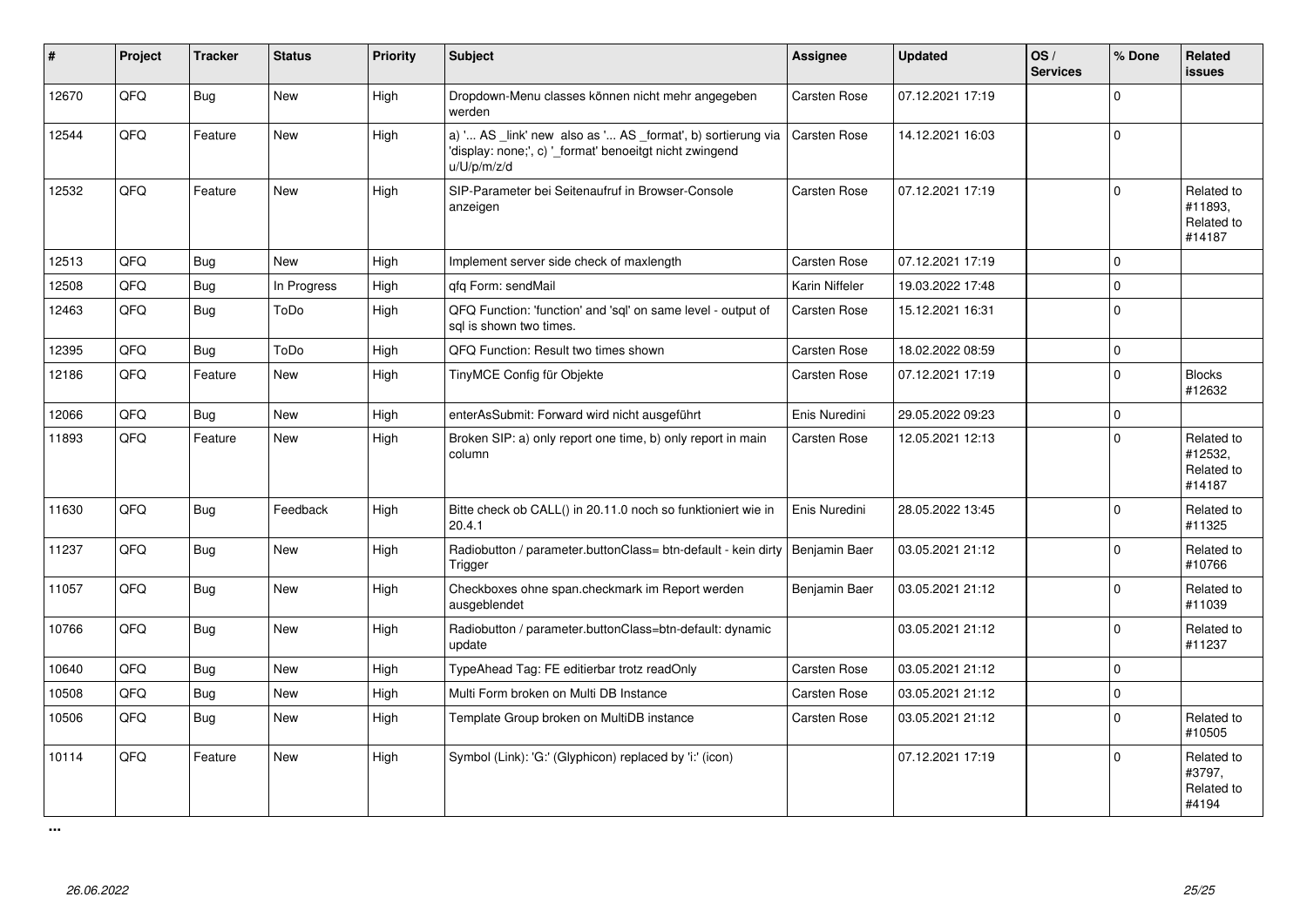| # | Project | Tracker | Status | Priority | Subject | Assignee | Updated | OS / Services | % Done | Related issues |
|---|---|---|---|---|---|---|---|---|---|---|
| 12670 | QFQ | Bug | New | High | Dropdown-Menu classes können nicht mehr angegeben werden | Carsten Rose | 07.12.2021 17:19 | | 0 | |
| 12544 | QFQ | Feature | New | High | a) '... AS _link' new also as '... AS _format', b) sortierung via 'display: none;', c) '_format' benoeitgt nicht zwingend u/U/p/m/z/d | Carsten Rose | 14.12.2021 16:03 | | 0 | |
| 12532 | QFQ | Feature | New | High | SIP-Parameter bei Seitenaufruf in Browser-Console anzeigen | Carsten Rose | 07.12.2021 17:19 | | 0 | Related to #11893, Related to #14187 |
| 12513 | QFQ | Bug | New | High | Implement server side check of maxlength | Carsten Rose | 07.12.2021 17:19 | | 0 | |
| 12508 | QFQ | Bug | In Progress | High | qfq Form: sendMail | Karin Niffeler | 19.03.2022 17:48 | | 0 | |
| 12463 | QFQ | Bug | ToDo | High | QFQ Function: 'function' and 'sql' on same level - output of sql is shown two times. | Carsten Rose | 15.12.2021 16:31 | | 0 | |
| 12395 | QFQ | Bug | ToDo | High | QFQ Function: Result two times shown | Carsten Rose | 18.02.2022 08:59 | | 0 | |
| 12186 | QFQ | Feature | New | High | TinyMCE Config für Objekte | Carsten Rose | 07.12.2021 17:19 | | 0 | Blocks #12632 |
| 12066 | QFQ | Bug | New | High | enterAsSubmit: Forward wird nicht ausgeführt | Enis Nuredini | 29.05.2022 09:23 | | 0 | |
| 11893 | QFQ | Feature | New | High | Broken SIP: a) only report one time, b) only report in main column | Carsten Rose | 12.05.2021 12:13 | | 0 | Related to #12532, Related to #14187 |
| 11630 | QFQ | Bug | Feedback | High | Bitte check ob CALL() in 20.11.0 noch so funktioniert wie in 20.4.1 | Enis Nuredini | 28.05.2022 13:45 | | 0 | Related to #11325 |
| 11237 | QFQ | Bug | New | High | Radiobutton / parameter.buttonClass= btn-default - kein dirty Trigger | Benjamin Baer | 03.05.2021 21:12 | | 0 | Related to #10766 |
| 11057 | QFQ | Bug | New | High | Checkboxes ohne span.checkmark im Report werden ausgeblendet | Benjamin Baer | 03.05.2021 21:12 | | 0 | Related to #11039 |
| 10766 | QFQ | Bug | New | High | Radiobutton / parameter.buttonClass=btn-default: dynamic update | | 03.05.2021 21:12 | | 0 | Related to #11237 |
| 10640 | QFQ | Bug | New | High | TypeAhead Tag: FE editierbar trotz readOnly | Carsten Rose | 03.05.2021 21:12 | | 0 | |
| 10508 | QFQ | Bug | New | High | Multi Form broken on Multi DB Instance | Carsten Rose | 03.05.2021 21:12 | | 0 | |
| 10506 | QFQ | Bug | New | High | Template Group broken on MultiDB instance | Carsten Rose | 03.05.2021 21:12 | | 0 | Related to #10505 |
| 10114 | QFQ | Feature | New | High | Symbol (Link): 'G:' (Glyphicon) replaced by 'i:' (icon) | | 07.12.2021 17:19 | | 0 | Related to #3797, Related to #4194 |

...